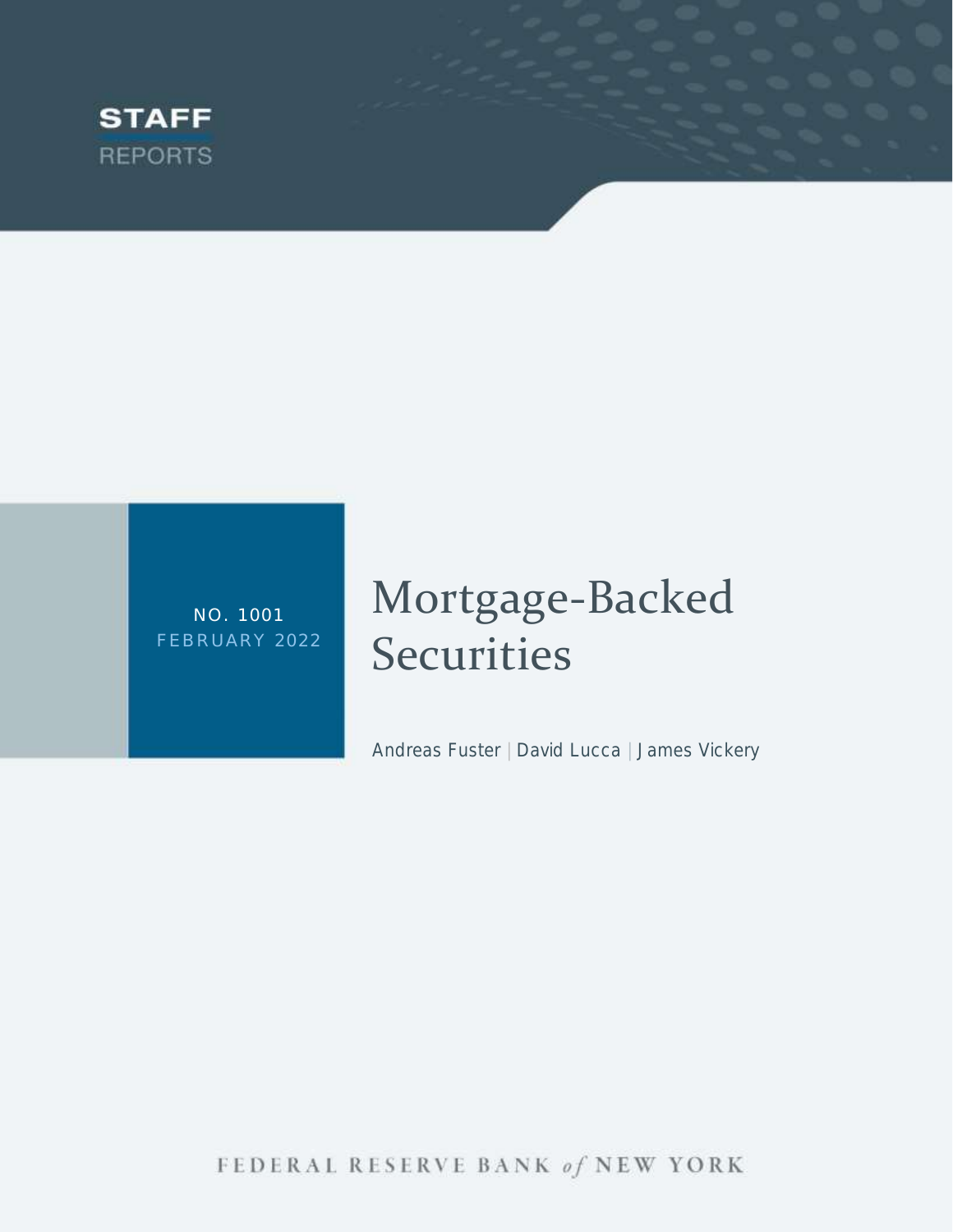STAFF REPORTS

NO. 1001
FEBRUARY 2022

# Mortgage-Backed Securities

Andreas Fuster | David Lucca | James Vickery

FEDERAL RESERVE BANK *of* NEW YORK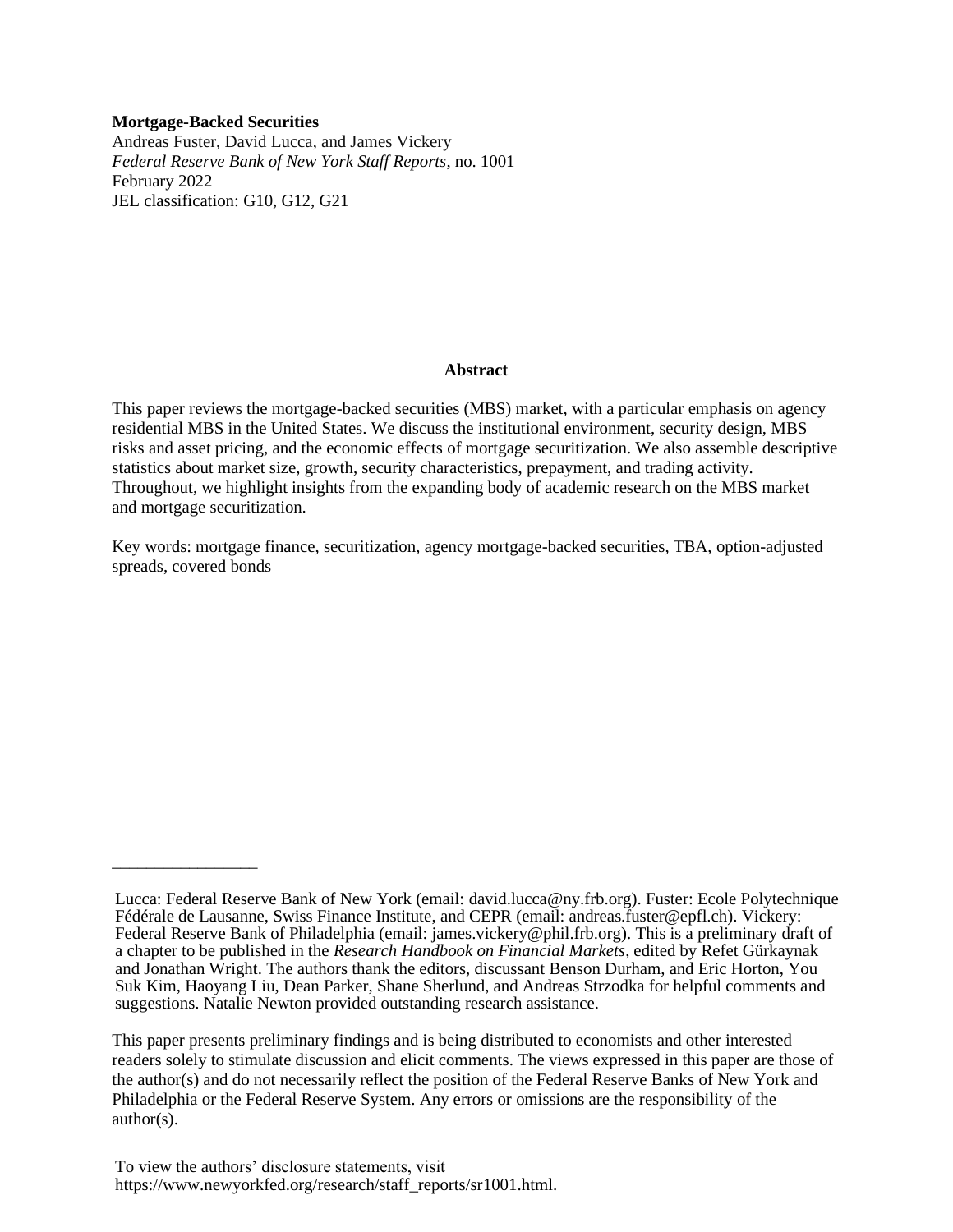**Mortgage-Backed Securities**
Andreas Fuster, David Lucca, and James Vickery
*Federal Reserve Bank of New York Staff Reports*, no. 1001
February 2022
JEL classification: G10, G12, G21

## Abstract

This paper reviews the mortgage-backed securities (MBS) market, with a particular emphasis on agency residential MBS in the United States. We discuss the institutional environment, security design, MBS risks and asset pricing, and the economic effects of mortgage securitization. We also assemble descriptive statistics about market size, growth, security characteristics, prepayment, and trading activity. Throughout, we highlight insights from the expanding body of academic research on the MBS market and mortgage securitization.

Key words: mortgage finance, securitization, agency mortgage-backed securities, TBA, option-adjusted spreads, covered bonds

_________________

Lucca: Federal Reserve Bank of New York (email: david.lucca@ny.frb.org). Fuster: Ecole Polytechnique Fédérale de Lausanne, Swiss Finance Institute, and CEPR (email: andreas.fuster@epfl.ch). Vickery: Federal Reserve Bank of Philadelphia (email: james.vickery@phil.frb.org). This is a preliminary draft of a chapter to be published in the *Research Handbook on Financial Markets*, edited by Refet Gürkaynak and Jonathan Wright. The authors thank the editors, discussant Benson Durham, and Eric Horton, You Suk Kim, Haoyang Liu, Dean Parker, Shane Sherlund, and Andreas Strzodka for helpful comments and suggestions. Natalie Newton provided outstanding research assistance.

This paper presents preliminary findings and is being distributed to economists and other interested readers solely to stimulate discussion and elicit comments. The views expressed in this paper are those of the author(s) and do not necessarily reflect the position of the Federal Reserve Banks of New York and Philadelphia or the Federal Reserve System. Any errors or omissions are the responsibility of the author(s).

To view the authors' disclosure statements, visit
https://www.newyorkfed.org/research/staff_reports/sr1001.html.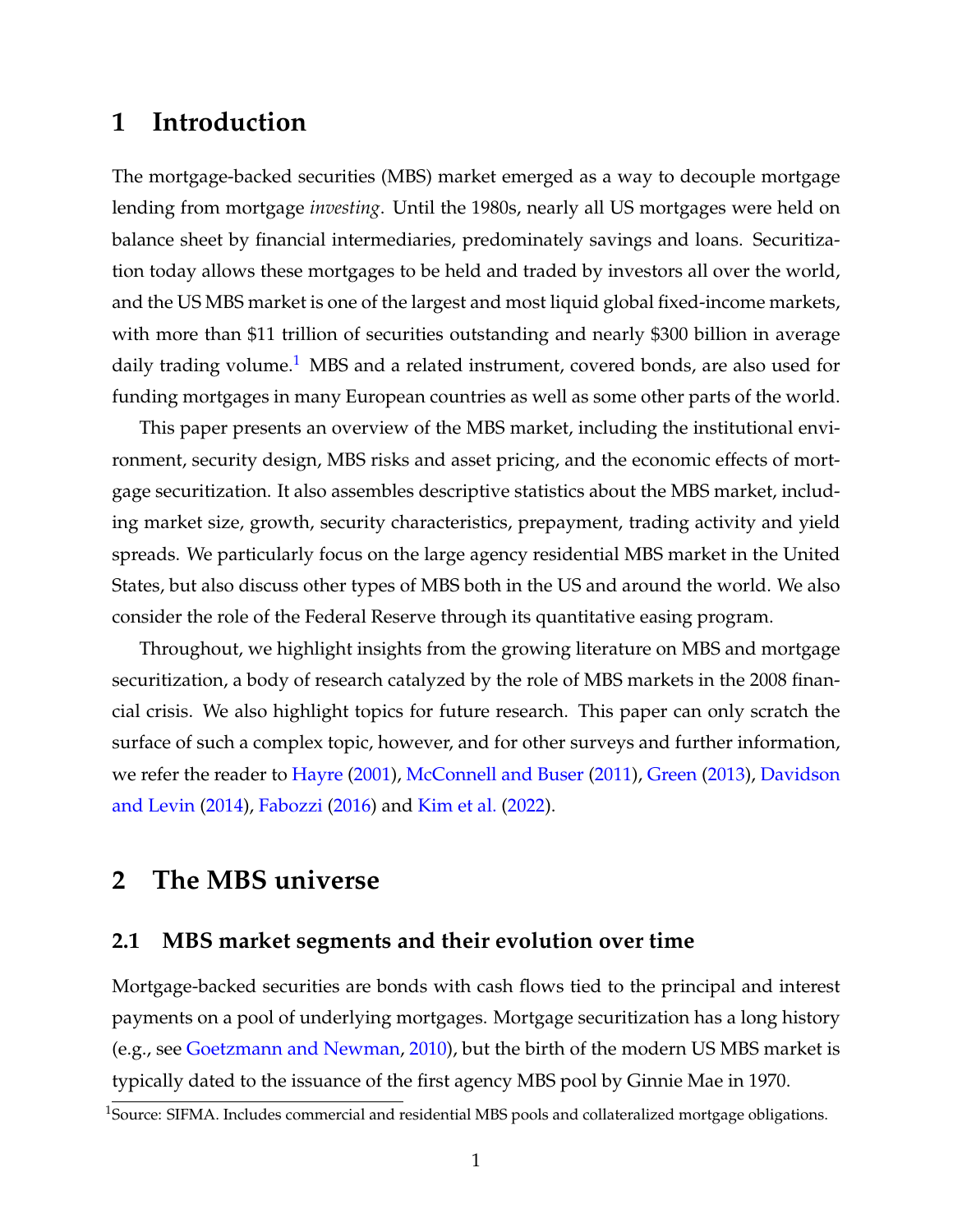# 1 Introduction

The mortgage-backed securities (MBS) market emerged as a way to decouple mortgage lending from mortgage *investing*. Until the 1980s, nearly all US mortgages were held on balance sheet by financial intermediaries, predominately savings and loans. Securitization today allows these mortgages to be held and traded by investors all over the world, and the US MBS market is one of the largest and most liquid global fixed-income markets, with more than \$11 trillion of securities outstanding and nearly \$300 billion in average daily trading volume.[1] MBS and a related instrument, covered bonds, are also used for funding mortgages in many European countries as well as some other parts of the world.

This paper presents an overview of the MBS market, including the institutional environment, security design, MBS risks and asset pricing, and the economic effects of mortgage securitization. It also assembles descriptive statistics about the MBS market, including market size, growth, security characteristics, prepayment, trading activity and yield spreads. We particularly focus on the large agency residential MBS market in the United States, but also discuss other types of MBS both in the US and around the world. We also consider the role of the Federal Reserve through its quantitative easing program.

Throughout, we highlight insights from the growing literature on MBS and mortgage securitization, a body of research catalyzed by the role of MBS markets in the 2008 financial crisis. We also highlight topics for future research. This paper can only scratch the surface of such a complex topic, however, and for other surveys and further information, we refer the reader to Hayre (2001), McConnell and Buser (2011), Green (2013), Davidson and Levin (2014), Fabozzi (2016) and Kim et al. (2022).

# 2 The MBS universe

## 2.1 MBS market segments and their evolution over time

Mortgage-backed securities are bonds with cash flows tied to the principal and interest payments on a pool of underlying mortgages. Mortgage securitization has a long history (e.g., see Goetzmann and Newman, 2010), but the birth of the modern US MBS market is typically dated to the issuance of the first agency MBS pool by Ginnie Mae in 1970.

[1] Source: SIFMA. Includes commercial and residential MBS pools and collateralized mortgage obligations.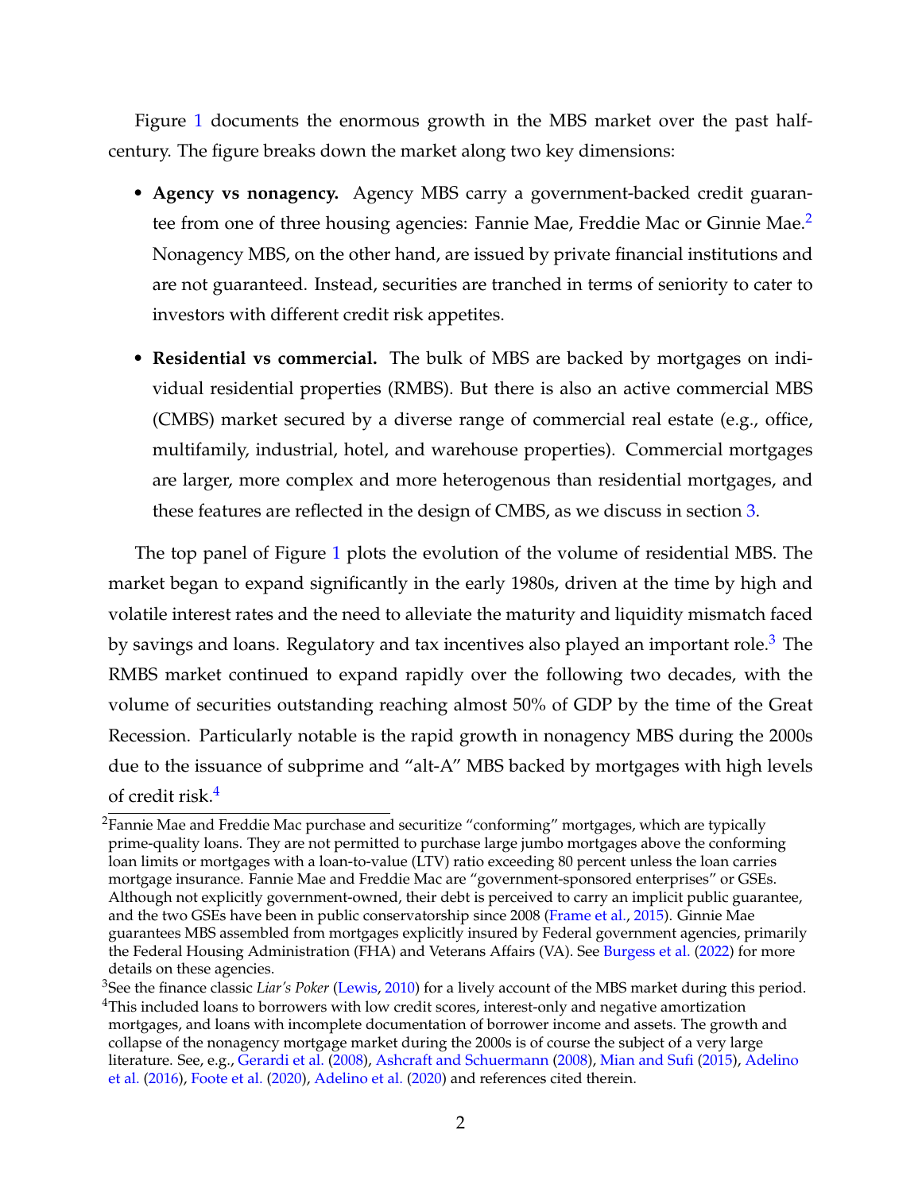Figure 1 documents the enormous growth in the MBS market over the past half-century. The figure breaks down the market along two key dimensions:

- **Agency vs nonagency.** Agency MBS carry a government-backed credit guarantee from one of three housing agencies: Fannie Mae, Freddie Mac or Ginnie Mae.[2] Nonagency MBS, on the other hand, are issued by private financial institutions and are not guaranteed. Instead, securities are tranched in terms of seniority to cater to investors with different credit risk appetites.

- **Residential vs commercial.** The bulk of MBS are backed by mortgages on individual residential properties (RMBS). But there is also an active commercial MBS (CMBS) market secured by a diverse range of commercial real estate (e.g., office, multifamily, industrial, hotel, and warehouse properties). Commercial mortgages are larger, more complex and more heterogenous than residential mortgages, and these features are reflected in the design of CMBS, as we discuss in section 3.

The top panel of Figure 1 plots the evolution of the volume of residential MBS. The market began to expand significantly in the early 1980s, driven at the time by high and volatile interest rates and the need to alleviate the maturity and liquidity mismatch faced by savings and loans. Regulatory and tax incentives also played an important role.[3] The RMBS market continued to expand rapidly over the following two decades, with the volume of securities outstanding reaching almost 50% of GDP by the time of the Great Recession. Particularly notable is the rapid growth in nonagency MBS during the 2000s due to the issuance of subprime and "alt-A" MBS backed by mortgages with high levels of credit risk.[4]

---

[2] Fannie Mae and Freddie Mac purchase and securitize "conforming" mortgages, which are typically prime-quality loans. They are not permitted to purchase large jumbo mortgages above the conforming loan limits or mortgages with a loan-to-value (LTV) ratio exceeding 80 percent unless the loan carries mortgage insurance. Fannie Mae and Freddie Mac are "government-sponsored enterprises" or GSEs. Although not explicitly government-owned, their debt is perceived to carry an implicit public guarantee, and the two GSEs have been in public conservatorship since 2008 (Frame et al., 2015). Ginnie Mae guarantees MBS assembled from mortgages explicitly insured by Federal government agencies, primarily the Federal Housing Administration (FHA) and Veterans Affairs (VA). See Burgess et al. (2022) for more details on these agencies.

[3] See the finance classic *Liar's Poker* (Lewis, 2010) for a lively account of the MBS market during this period.

[4] This included loans to borrowers with low credit scores, interest-only and negative amortization mortgages, and loans with incomplete documentation of borrower income and assets. The growth and collapse of the nonagency mortgage market during the 2000s is of course the subject of a very large literature. See, e.g., Gerardi et al. (2008), Ashcraft and Schuermann (2008), Mian and Sufi (2015), Adelino et al. (2016), Foote et al. (2020), Adelino et al. (2020) and references cited therein.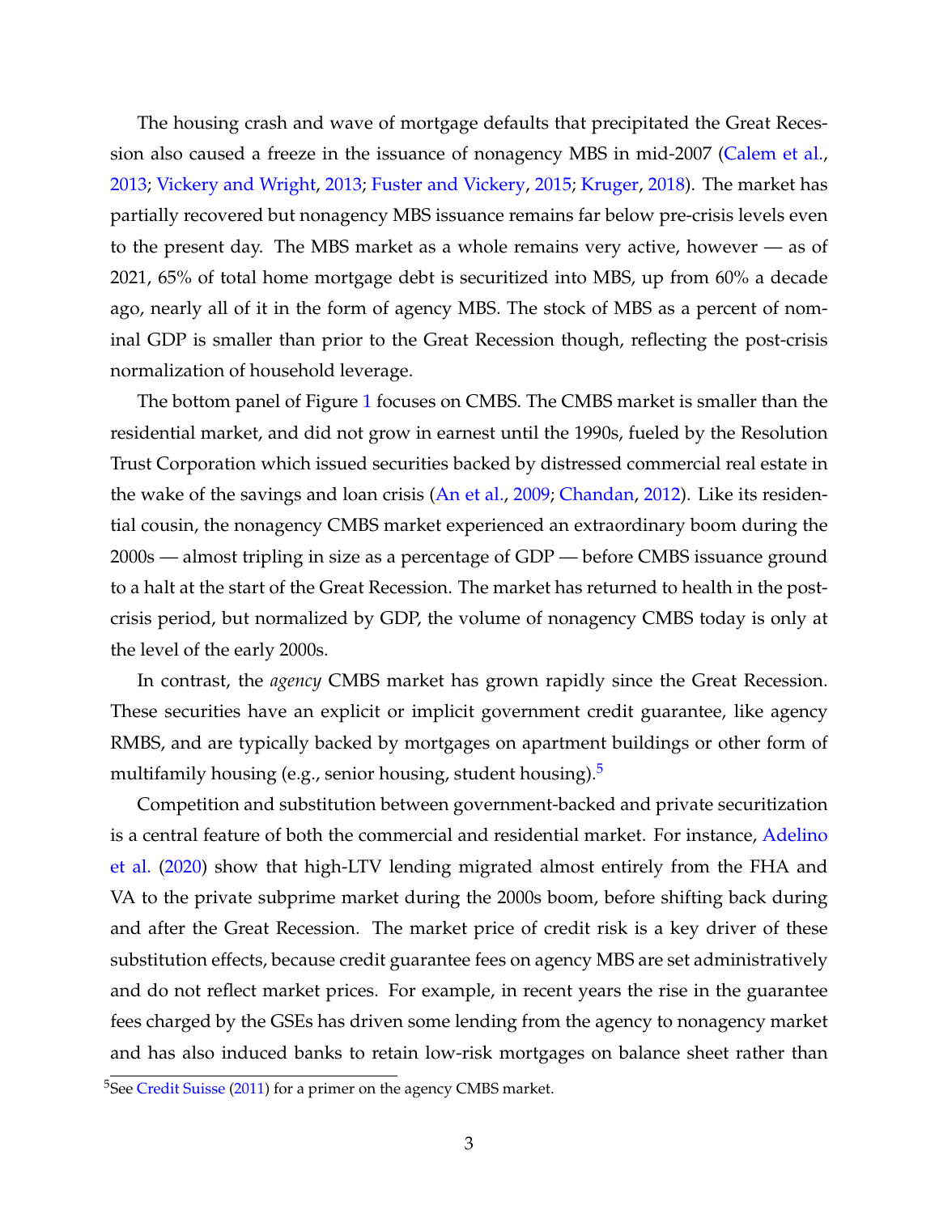The housing crash and wave of mortgage defaults that precipitated the Great Recession also caused a freeze in the issuance of nonagency MBS in mid-2007 (Calem et al., 2013; Vickery and Wright, 2013; Fuster and Vickery, 2015; Kruger, 2018). The market has partially recovered but nonagency MBS issuance remains far below pre-crisis levels even to the present day. The MBS market as a whole remains very active, however — as of 2021, 65% of total home mortgage debt is securitized into MBS, up from 60% a decade ago, nearly all of it in the form of agency MBS. The stock of MBS as a percent of nominal GDP is smaller than prior to the Great Recession though, reflecting the post-crisis normalization of household leverage.

The bottom panel of Figure 1 focuses on CMBS. The CMBS market is smaller than the residential market, and did not grow in earnest until the 1990s, fueled by the Resolution Trust Corporation which issued securities backed by distressed commercial real estate in the wake of the savings and loan crisis (An et al., 2009; Chandan, 2012). Like its residential cousin, the nonagency CMBS market experienced an extraordinary boom during the 2000s — almost tripling in size as a percentage of GDP — before CMBS issuance ground to a halt at the start of the Great Recession. The market has returned to health in the post-crisis period, but normalized by GDP, the volume of nonagency CMBS today is only at the level of the early 2000s.

In contrast, the *agency* CMBS market has grown rapidly since the Great Recession. These securities have an explicit or implicit government credit guarantee, like agency RMBS, and are typically backed by mortgages on apartment buildings or other form of multifamily housing (e.g., senior housing, student housing).[5]

Competition and substitution between government-backed and private securitization is a central feature of both the commercial and residential market. For instance, Adelino et al. (2020) show that high-LTV lending migrated almost entirely from the FHA and VA to the private subprime market during the 2000s boom, before shifting back during and after the Great Recession. The market price of credit risk is a key driver of these substitution effects, because credit guarantee fees on agency MBS are set administratively and do not reflect market prices. For example, in recent years the rise in the guarantee fees charged by the GSEs has driven some lending from the agency to nonagency market and has also induced banks to retain low-risk mortgages on balance sheet rather than

[5] See Credit Suisse (2011) for a primer on the agency CMBS market.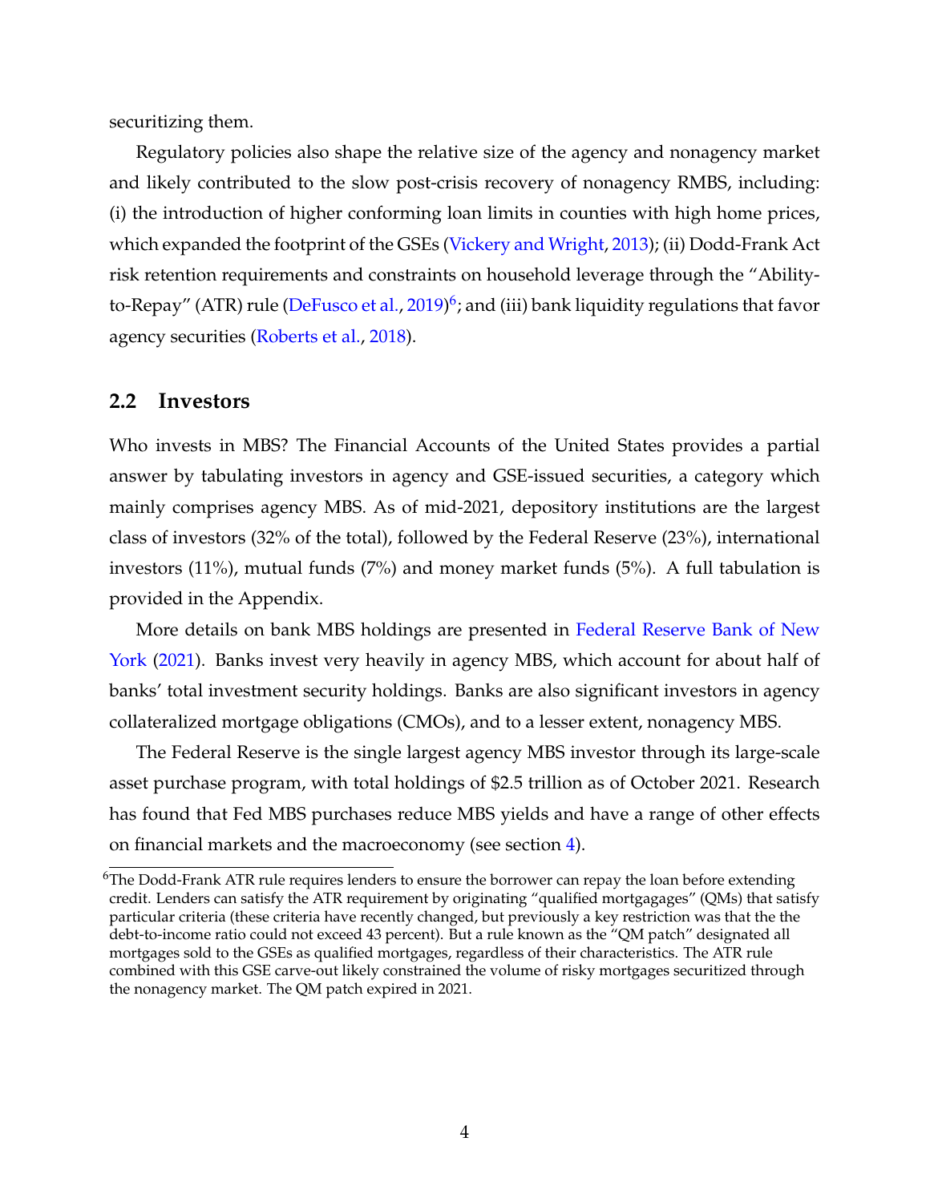securitizing them.

Regulatory policies also shape the relative size of the agency and nonagency market and likely contributed to the slow post-crisis recovery of nonagency RMBS, including: (i) the introduction of higher conforming loan limits in counties with high home prices, which expanded the footprint of the GSEs (Vickery and Wright, 2013); (ii) Dodd-Frank Act risk retention requirements and constraints on household leverage through the "Ability-to-Repay" (ATR) rule (DeFusco et al., 2019)[6]; and (iii) bank liquidity regulations that favor agency securities (Roberts et al., 2018).

## 2.2 Investors

Who invests in MBS? The Financial Accounts of the United States provides a partial answer by tabulating investors in agency and GSE-issued securities, a category which mainly comprises agency MBS. As of mid-2021, depository institutions are the largest class of investors (32% of the total), followed by the Federal Reserve (23%), international investors (11%), mutual funds (7%) and money market funds (5%). A full tabulation is provided in the Appendix.

More details on bank MBS holdings are presented in Federal Reserve Bank of New York (2021). Banks invest very heavily in agency MBS, which account for about half of banks' total investment security holdings. Banks are also significant investors in agency collateralized mortgage obligations (CMOs), and to a lesser extent, nonagency MBS.

The Federal Reserve is the single largest agency MBS investor through its large-scale asset purchase program, with total holdings of $2.5 trillion as of October 2021. Research has found that Fed MBS purchases reduce MBS yields and have a range of other effects on financial markets and the macroeconomy (see section 4).

[6] The Dodd-Frank ATR rule requires lenders to ensure the borrower can repay the loan before extending credit. Lenders can satisfy the ATR requirement by originating "qualified mortgagages" (QMs) that satisfy particular criteria (these criteria have recently changed, but previously a key restriction was that the the debt-to-income ratio could not exceed 43 percent). But a rule known as the "QM patch" designated all mortgages sold to the GSEs as qualified mortgages, regardless of their characteristics. The ATR rule combined with this GSE carve-out likely constrained the volume of risky mortgages securitized through the nonagency market. The QM patch expired in 2021.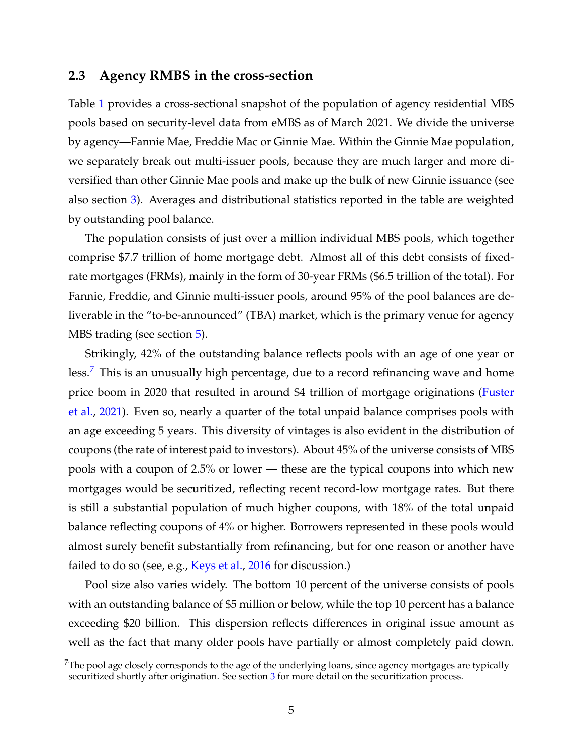### 2.3 Agency RMBS in the cross-section

Table 1 provides a cross-sectional snapshot of the population of agency residential MBS pools based on security-level data from eMBS as of March 2021. We divide the universe by agency—Fannie Mae, Freddie Mac or Ginnie Mae. Within the Ginnie Mae population, we separately break out multi-issuer pools, because they are much larger and more diversified than other Ginnie Mae pools and make up the bulk of new Ginnie issuance (see also section 3). Averages and distributional statistics reported in the table are weighted by outstanding pool balance.

The population consists of just over a million individual MBS pools, which together comprise \$7.7 trillion of home mortgage debt. Almost all of this debt consists of fixed-rate mortgages (FRMs), mainly in the form of 30-year FRMs (\$6.5 trillion of the total). For Fannie, Freddie, and Ginnie multi-issuer pools, around 95% of the pool balances are deliverable in the "to-be-announced" (TBA) market, which is the primary venue for agency MBS trading (see section 5).

Strikingly, 42% of the outstanding balance reflects pools with an age of one year or less.[7] This is an unusually high percentage, due to a record refinancing wave and home price boom in 2020 that resulted in around \$4 trillion of mortgage originations (Fuster et al., 2021). Even so, nearly a quarter of the total unpaid balance comprises pools with an age exceeding 5 years. This diversity of vintages is also evident in the distribution of coupons (the rate of interest paid to investors). About 45% of the universe consists of MBS pools with a coupon of 2.5% or lower — these are the typical coupons into which new mortgages would be securitized, reflecting recent record-low mortgage rates. But there is still a substantial population of much higher coupons, with 18% of the total unpaid balance reflecting coupons of 4% or higher. Borrowers represented in these pools would almost surely benefit substantially from refinancing, but for one reason or another have failed to do so (see, e.g., Keys et al., 2016 for discussion.)

Pool size also varies widely. The bottom 10 percent of the universe consists of pools with an outstanding balance of \$5 million or below, while the top 10 percent has a balance exceeding \$20 billion. This dispersion reflects differences in original issue amount as well as the fact that many older pools have partially or almost completely paid down.

[7] The pool age closely corresponds to the age of the underlying loans, since agency mortgages are typically securitized shortly after origination. See section 3 for more detail on the securitization process.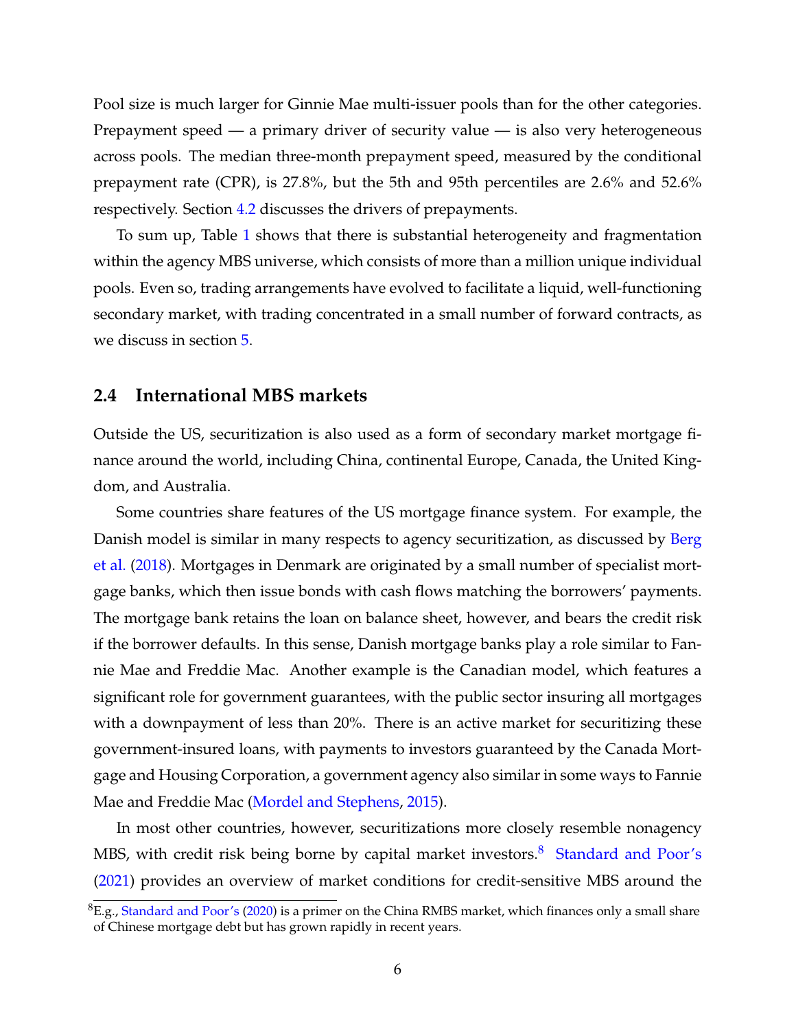Pool size is much larger for Ginnie Mae multi-issuer pools than for the other categories. Prepayment speed — a primary driver of security value — is also very heterogeneous across pools. The median three-month prepayment speed, measured by the conditional prepayment rate (CPR), is 27.8%, but the 5th and 95th percentiles are 2.6% and 52.6% respectively. Section 4.2 discusses the drivers of prepayments.

To sum up, Table 1 shows that there is substantial heterogeneity and fragmentation within the agency MBS universe, which consists of more than a million unique individual pools. Even so, trading arrangements have evolved to facilitate a liquid, well-functioning secondary market, with trading concentrated in a small number of forward contracts, as we discuss in section 5.

## 2.4 International MBS markets

Outside the US, securitization is also used as a form of secondary market mortgage finance around the world, including China, continental Europe, Canada, the United Kingdom, and Australia.

Some countries share features of the US mortgage finance system. For example, the Danish model is similar in many respects to agency securitization, as discussed by Berg et al. (2018). Mortgages in Denmark are originated by a small number of specialist mortgage banks, which then issue bonds with cash flows matching the borrowers' payments. The mortgage bank retains the loan on balance sheet, however, and bears the credit risk if the borrower defaults. In this sense, Danish mortgage banks play a role similar to Fannie Mae and Freddie Mac. Another example is the Canadian model, which features a significant role for government guarantees, with the public sector insuring all mortgages with a downpayment of less than 20%. There is an active market for securitizing these government-insured loans, with payments to investors guaranteed by the Canada Mortgage and Housing Corporation, a government agency also similar in some ways to Fannie Mae and Freddie Mac (Mordel and Stephens, 2015).

In most other countries, however, securitizations more closely resemble nonagency MBS, with credit risk being borne by capital market investors.[8] Standard and Poor's (2021) provides an overview of market conditions for credit-sensitive MBS around the

[8] E.g., Standard and Poor's (2020) is a primer on the China RMBS market, which finances only a small share of Chinese mortgage debt but has grown rapidly in recent years.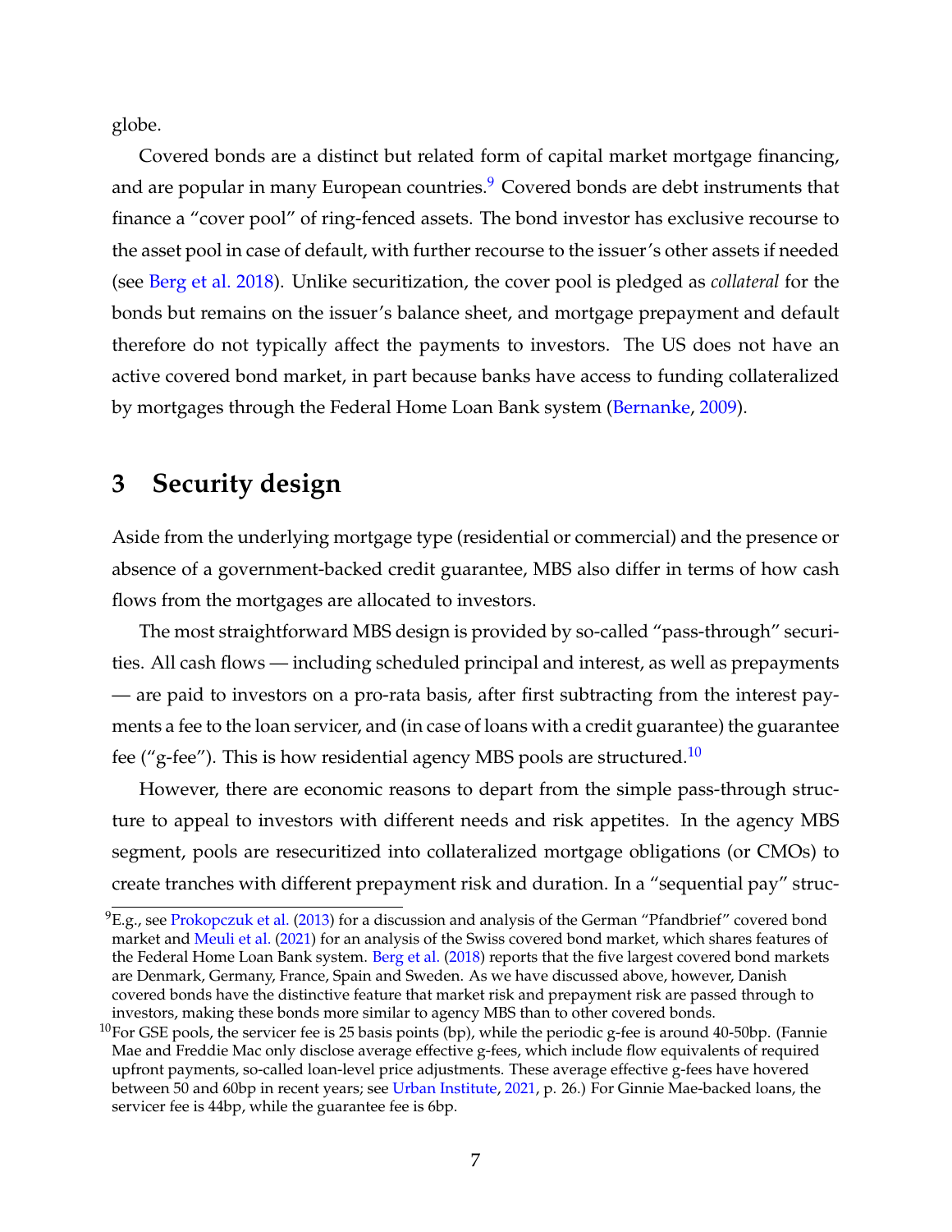globe.

Covered bonds are a distinct but related form of capital market mortgage financing, and are popular in many European countries.[9] Covered bonds are debt instruments that finance a "cover pool" of ring-fenced assets. The bond investor has exclusive recourse to the asset pool in case of default, with further recourse to the issuer's other assets if needed (see Berg et al. 2018). Unlike securitization, the cover pool is pledged as *collateral* for the bonds but remains on the issuer's balance sheet, and mortgage prepayment and default therefore do not typically affect the payments to investors. The US does not have an active covered bond market, in part because banks have access to funding collateralized by mortgages through the Federal Home Loan Bank system (Bernanke, 2009).

# 3 Security design

Aside from the underlying mortgage type (residential or commercial) and the presence or absence of a government-backed credit guarantee, MBS also differ in terms of how cash flows from the mortgages are allocated to investors.

The most straightforward MBS design is provided by so-called "pass-through" securities. All cash flows — including scheduled principal and interest, as well as prepayments — are paid to investors on a pro-rata basis, after first subtracting from the interest payments a fee to the loan servicer, and (in case of loans with a credit guarantee) the guarantee fee ("g-fee"). This is how residential agency MBS pools are structured.[10]

However, there are economic reasons to depart from the simple pass-through structure to appeal to investors with different needs and risk appetites. In the agency MBS segment, pools are resecuritized into collateralized mortgage obligations (or CMOs) to create tranches with different prepayment risk and duration. In a "sequential pay" struc-

[9] E.g., see Prokopczuk et al. (2013) for a discussion and analysis of the German "Pfandbrief" covered bond market and Meuli et al. (2021) for an analysis of the Swiss covered bond market, which shares features of the Federal Home Loan Bank system. Berg et al. (2018) reports that the five largest covered bond markets are Denmark, Germany, France, Spain and Sweden. As we have discussed above, however, Danish covered bonds have the distinctive feature that market risk and prepayment risk are passed through to investors, making these bonds more similar to agency MBS than to other covered bonds.

[10] For GSE pools, the servicer fee is 25 basis points (bp), while the periodic g-fee is around 40-50bp. (Fannie Mae and Freddie Mac only disclose average effective g-fees, which include flow equivalents of required upfront payments, so-called loan-level price adjustments. These average effective g-fees have hovered between 50 and 60bp in recent years; see Urban Institute, 2021, p. 26.) For Ginnie Mae-backed loans, the servicer fee is 44bp, while the guarantee fee is 6bp.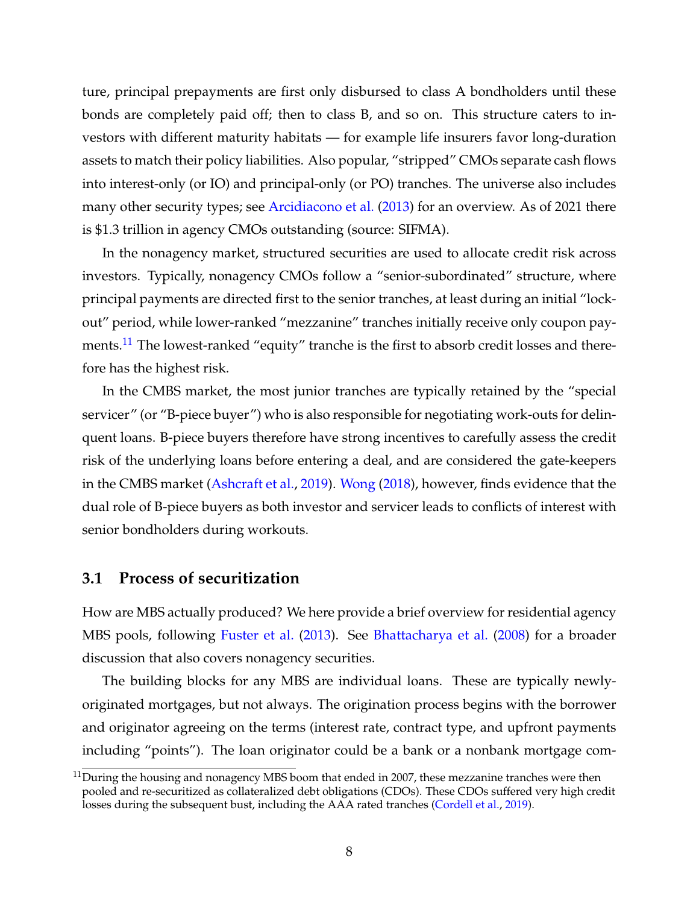ture, principal prepayments are first only disbursed to class A bondholders until these bonds are completely paid off; then to class B, and so on. This structure caters to investors with different maturity habitats — for example life insurers favor long-duration assets to match their policy liabilities. Also popular, "stripped" CMOs separate cash flows into interest-only (or IO) and principal-only (or PO) tranches. The universe also includes many other security types; see Arcidiacono et al. (2013) for an overview. As of 2021 there is $1.3 trillion in agency CMOs outstanding (source: SIFMA).

In the nonagency market, structured securities are used to allocate credit risk across investors. Typically, nonagency CMOs follow a "senior-subordinated" structure, where principal payments are directed first to the senior tranches, at least during an initial "lock-out" period, while lower-ranked "mezzanine" tranches initially receive only coupon payments.[11] The lowest-ranked "equity" tranche is the first to absorb credit losses and therefore has the highest risk.

In the CMBS market, the most junior tranches are typically retained by the "special servicer" (or "B-piece buyer") who is also responsible for negotiating work-outs for delinquent loans. B-piece buyers therefore have strong incentives to carefully assess the credit risk of the underlying loans before entering a deal, and are considered the gate-keepers in the CMBS market (Ashcraft et al., 2019). Wong (2018), however, finds evidence that the dual role of B-piece buyers as both investor and servicer leads to conflicts of interest with senior bondholders during workouts.

## 3.1 Process of securitization

How are MBS actually produced? We here provide a brief overview for residential agency MBS pools, following Fuster et al. (2013). See Bhattacharya et al. (2008) for a broader discussion that also covers nonagency securities.

The building blocks for any MBS are individual loans. These are typically newly-originated mortgages, but not always. The origination process begins with the borrower and originator agreeing on the terms (interest rate, contract type, and upfront payments including "points"). The loan originator could be a bank or a nonbank mortgage com-

[11] During the housing and nonagency MBS boom that ended in 2007, these mezzanine tranches were then pooled and re-securitized as collateralized debt obligations (CDOs). These CDOs suffered very high credit losses during the subsequent bust, including the AAA rated tranches (Cordell et al., 2019).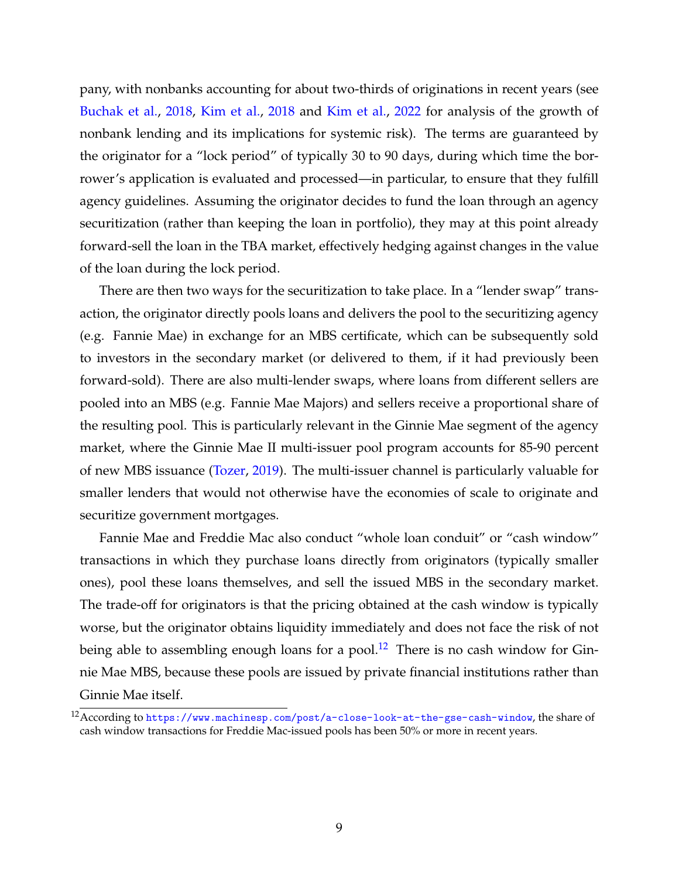pany, with nonbanks accounting for about two-thirds of originations in recent years (see Buchak et al., 2018, Kim et al., 2018 and Kim et al., 2022 for analysis of the growth of nonbank lending and its implications for systemic risk). The terms are guaranteed by the originator for a "lock period" of typically 30 to 90 days, during which time the borrower's application is evaluated and processed—in particular, to ensure that they fulfill agency guidelines. Assuming the originator decides to fund the loan through an agency securitization (rather than keeping the loan in portfolio), they may at this point already forward-sell the loan in the TBA market, effectively hedging against changes in the value of the loan during the lock period.

There are then two ways for the securitization to take place. In a "lender swap" transaction, the originator directly pools loans and delivers the pool to the securitizing agency (e.g. Fannie Mae) in exchange for an MBS certificate, which can be subsequently sold to investors in the secondary market (or delivered to them, if it had previously been forward-sold). There are also multi-lender swaps, where loans from different sellers are pooled into an MBS (e.g. Fannie Mae Majors) and sellers receive a proportional share of the resulting pool. This is particularly relevant in the Ginnie Mae segment of the agency market, where the Ginnie Mae II multi-issuer pool program accounts for 85-90 percent of new MBS issuance (Tozer, 2019). The multi-issuer channel is particularly valuable for smaller lenders that would not otherwise have the economies of scale to originate and securitize government mortgages.

Fannie Mae and Freddie Mac also conduct "whole loan conduit" or "cash window" transactions in which they purchase loans directly from originators (typically smaller ones), pool these loans themselves, and sell the issued MBS in the secondary market. The trade-off for originators is that the pricing obtained at the cash window is typically worse, but the originator obtains liquidity immediately and does not face the risk of not being able to assembling enough loans for a pool.[12] There is no cash window for Ginnie Mae MBS, because these pools are issued by private financial institutions rather than Ginnie Mae itself.

[12] According to https://www.machinesp.com/post/a-close-look-at-the-gse-cash-window, the share of cash window transactions for Freddie Mac-issued pools has been 50% or more in recent years.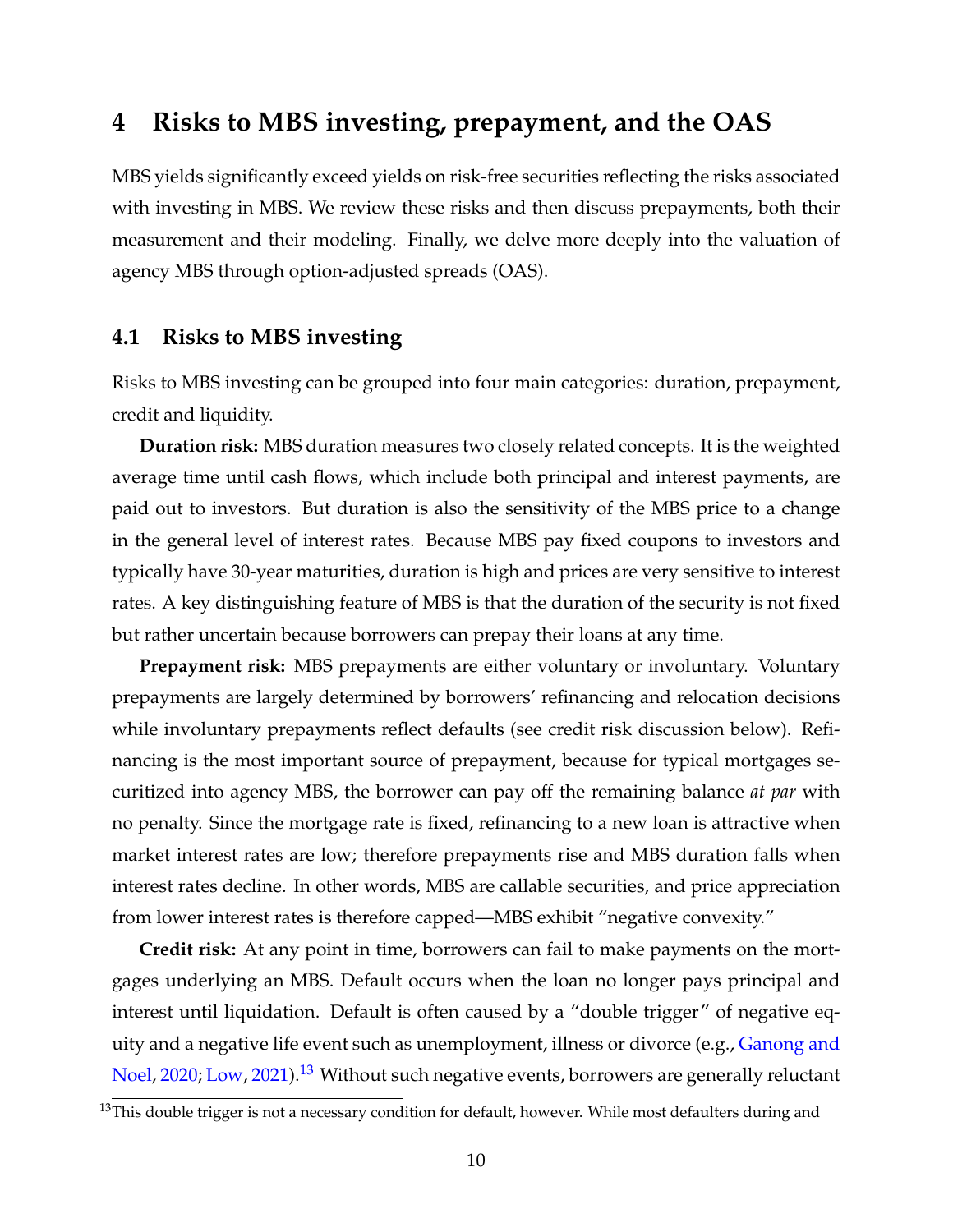# 4 Risks to MBS investing, prepayment, and the OAS

MBS yields significantly exceed yields on risk-free securities reflecting the risks associated with investing in MBS. We review these risks and then discuss prepayments, both their measurement and their modeling. Finally, we delve more deeply into the valuation of agency MBS through option-adjusted spreads (OAS).

## 4.1 Risks to MBS investing

Risks to MBS investing can be grouped into four main categories: duration, prepayment, credit and liquidity.

**Duration risk:** MBS duration measures two closely related concepts. It is the weighted average time until cash flows, which include both principal and interest payments, are paid out to investors. But duration is also the sensitivity of the MBS price to a change in the general level of interest rates. Because MBS pay fixed coupons to investors and typically have 30-year maturities, duration is high and prices are very sensitive to interest rates. A key distinguishing feature of MBS is that the duration of the security is not fixed but rather uncertain because borrowers can prepay their loans at any time.

**Prepayment risk:** MBS prepayments are either voluntary or involuntary. Voluntary prepayments are largely determined by borrowers' refinancing and relocation decisions while involuntary prepayments reflect defaults (see credit risk discussion below). Refinancing is the most important source of prepayment, because for typical mortgages securitized into agency MBS, the borrower can pay off the remaining balance *at par* with no penalty. Since the mortgage rate is fixed, refinancing to a new loan is attractive when market interest rates are low; therefore prepayments rise and MBS duration falls when interest rates decline. In other words, MBS are callable securities, and price appreciation from lower interest rates is therefore capped—MBS exhibit "negative convexity."

**Credit risk:** At any point in time, borrowers can fail to make payments on the mortgages underlying an MBS. Default occurs when the loan no longer pays principal and interest until liquidation. Default is often caused by a "double trigger" of negative equity and a negative life event such as unemployment, illness or divorce (e.g., Ganong and Noel, 2020; Low, 2021).[13] Without such negative events, borrowers are generally reluctant

[13] This double trigger is not a necessary condition for default, however. While most defaulters during and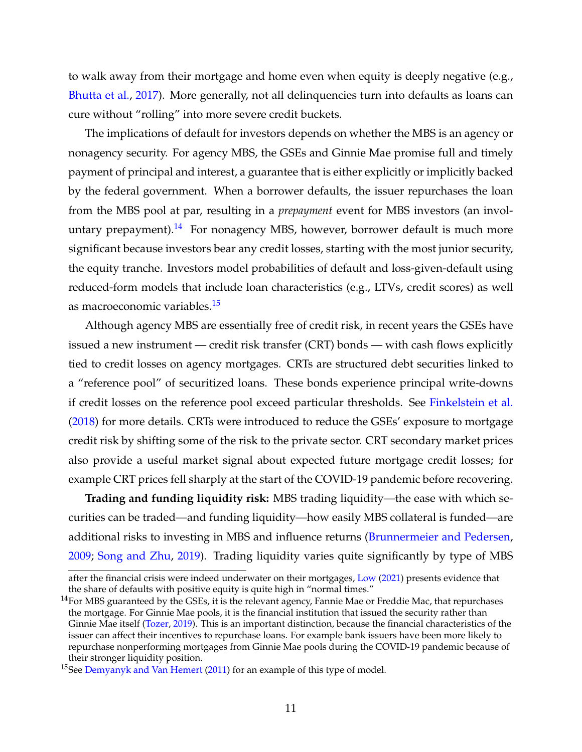to walk away from their mortgage and home even when equity is deeply negative (e.g., Bhutta et al., 2017). More generally, not all delinquencies turn into defaults as loans can cure without "rolling" into more severe credit buckets.

The implications of default for investors depends on whether the MBS is an agency or nonagency security. For agency MBS, the GSEs and Ginnie Mae promise full and timely payment of principal and interest, a guarantee that is either explicitly or implicitly backed by the federal government. When a borrower defaults, the issuer repurchases the loan from the MBS pool at par, resulting in a *prepayment* event for MBS investors (an involuntary prepayment).[14] For nonagency MBS, however, borrower default is much more significant because investors bear any credit losses, starting with the most junior security, the equity tranche. Investors model probabilities of default and loss-given-default using reduced-form models that include loan characteristics (e.g., LTVs, credit scores) as well as macroeconomic variables.[15]

Although agency MBS are essentially free of credit risk, in recent years the GSEs have issued a new instrument — credit risk transfer (CRT) bonds — with cash flows explicitly tied to credit losses on agency mortgages. CRTs are structured debt securities linked to a "reference pool" of securitized loans. These bonds experience principal write-downs if credit losses on the reference pool exceed particular thresholds. See Finkelstein et al. (2018) for more details. CRTs were introduced to reduce the GSEs' exposure to mortgage credit risk by shifting some of the risk to the private sector. CRT secondary market prices also provide a useful market signal about expected future mortgage credit losses; for example CRT prices fell sharply at the start of the COVID-19 pandemic before recovering.

**Trading and funding liquidity risk:** MBS trading liquidity—the ease with which securities can be traded—and funding liquidity—how easily MBS collateral is funded—are additional risks to investing in MBS and influence returns (Brunnermeier and Pedersen, 2009; Song and Zhu, 2019). Trading liquidity varies quite significantly by type of MBS

after the financial crisis were indeed underwater on their mortgages, Low (2021) presents evidence that the share of defaults with positive equity is quite high in "normal times."

[14]For MBS guaranteed by the GSEs, it is the relevant agency, Fannie Mae or Freddie Mac, that repurchases the mortgage. For Ginnie Mae pools, it is the financial institution that issued the security rather than Ginnie Mae itself (Tozer, 2019). This is an important distinction, because the financial characteristics of the issuer can affect their incentives to repurchase loans. For example bank issuers have been more likely to repurchase nonperforming mortgages from Ginnie Mae pools during the COVID-19 pandemic because of their stronger liquidity position.

[15]See Demyanyk and Van Hemert (2011) for an example of this type of model.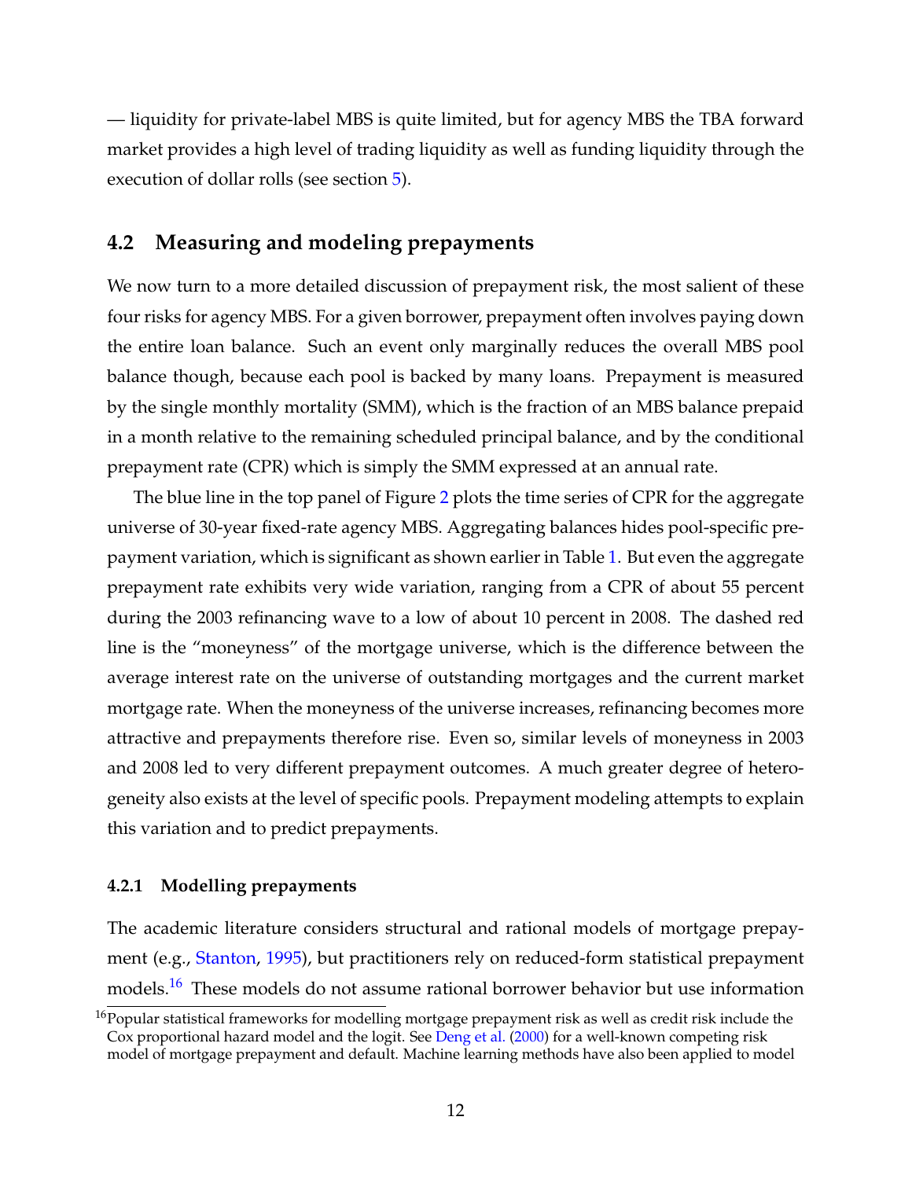— liquidity for private-label MBS is quite limited, but for agency MBS the TBA forward market provides a high level of trading liquidity as well as funding liquidity through the execution of dollar rolls (see section 5).

## 4.2 Measuring and modeling prepayments

We now turn to a more detailed discussion of prepayment risk, the most salient of these four risks for agency MBS. For a given borrower, prepayment often involves paying down the entire loan balance. Such an event only marginally reduces the overall MBS pool balance though, because each pool is backed by many loans. Prepayment is measured by the single monthly mortality (SMM), which is the fraction of an MBS balance prepaid in a month relative to the remaining scheduled principal balance, and by the conditional prepayment rate (CPR) which is simply the SMM expressed at an annual rate.

The blue line in the top panel of Figure 2 plots the time series of CPR for the aggregate universe of 30-year fixed-rate agency MBS. Aggregating balances hides pool-specific prepayment variation, which is significant as shown earlier in Table 1. But even the aggregate prepayment rate exhibits very wide variation, ranging from a CPR of about 55 percent during the 2003 refinancing wave to a low of about 10 percent in 2008. The dashed red line is the "moneyness" of the mortgage universe, which is the difference between the average interest rate on the universe of outstanding mortgages and the current market mortgage rate. When the moneyness of the universe increases, refinancing becomes more attractive and prepayments therefore rise. Even so, similar levels of moneyness in 2003 and 2008 led to very different prepayment outcomes. A much greater degree of heterogeneity also exists at the level of specific pools. Prepayment modeling attempts to explain this variation and to predict prepayments.

### 4.2.1 Modelling prepayments

The academic literature considers structural and rational models of mortgage prepayment (e.g., Stanton, 1995), but practitioners rely on reduced-form statistical prepayment models.[16] These models do not assume rational borrower behavior but use information

[16] Popular statistical frameworks for modelling mortgage prepayment risk as well as credit risk include the Cox proportional hazard model and the logit. See Deng et al. (2000) for a well-known competing risk model of mortgage prepayment and default. Machine learning methods have also been applied to model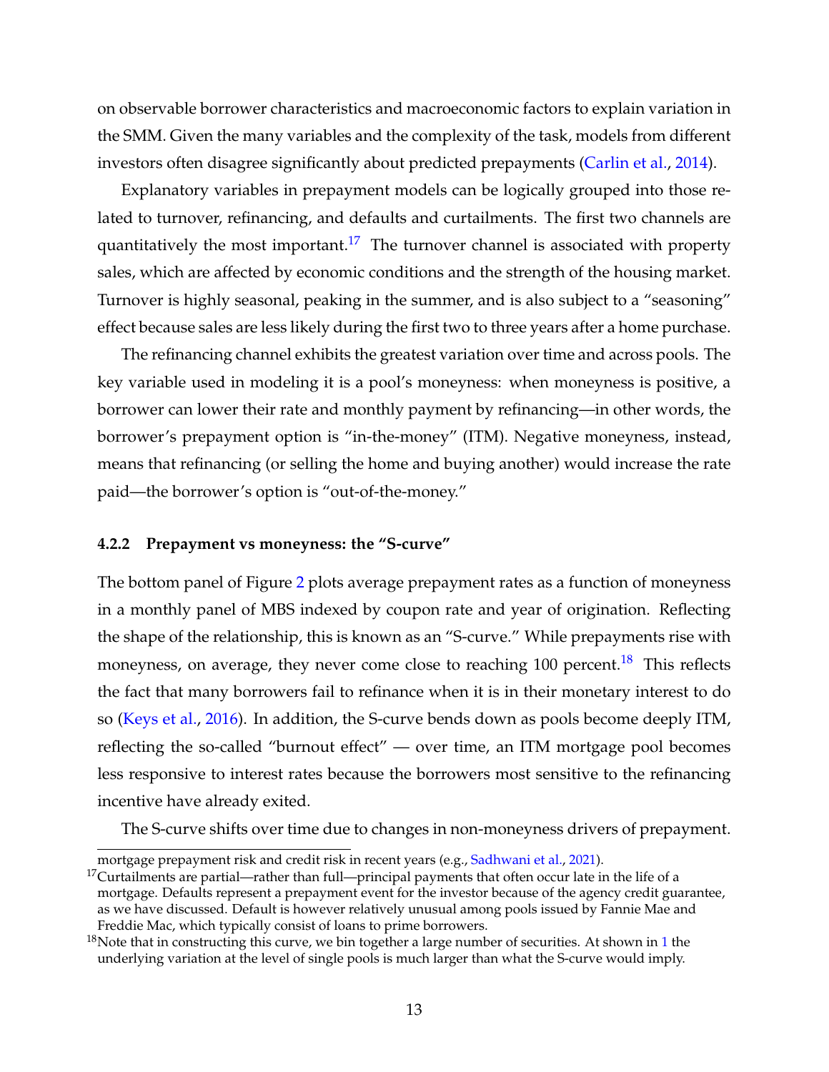on observable borrower characteristics and macroeconomic factors to explain variation in the SMM. Given the many variables and the complexity of the task, models from different investors often disagree significantly about predicted prepayments (Carlin et al., 2014).

Explanatory variables in prepayment models can be logically grouped into those related to turnover, refinancing, and defaults and curtailments. The first two channels are quantitatively the most important.[17] The turnover channel is associated with property sales, which are affected by economic conditions and the strength of the housing market. Turnover is highly seasonal, peaking in the summer, and is also subject to a "seasoning" effect because sales are less likely during the first two to three years after a home purchase.

The refinancing channel exhibits the greatest variation over time and across pools. The key variable used in modeling it is a pool's moneyness: when moneyness is positive, a borrower can lower their rate and monthly payment by refinancing—in other words, the borrower's prepayment option is "in-the-money" (ITM). Negative moneyness, instead, means that refinancing (or selling the home and buying another) would increase the rate paid—the borrower's option is "out-of-the-money."

#### 4.2.2 Prepayment vs moneyness: the "S-curve"

The bottom panel of Figure 2 plots average prepayment rates as a function of moneyness in a monthly panel of MBS indexed by coupon rate and year of origination. Reflecting the shape of the relationship, this is known as an "S-curve." While prepayments rise with moneyness, on average, they never come close to reaching 100 percent.[18] This reflects the fact that many borrowers fail to refinance when it is in their monetary interest to do so (Keys et al., 2016). In addition, the S-curve bends down as pools become deeply ITM, reflecting the so-called "burnout effect" — over time, an ITM mortgage pool becomes less responsive to interest rates because the borrowers most sensitive to the refinancing incentive have already exited.

The S-curve shifts over time due to changes in non-moneyness drivers of prepayment.

---

mortgage prepayment risk and credit risk in recent years (e.g., Sadhwani et al., 2021).

[17] Curtailments are partial—rather than full—principal payments that often occur late in the life of a mortgage. Defaults represent a prepayment event for the investor because of the agency credit guarantee, as we have discussed. Default is however relatively unusual among pools issued by Fannie Mae and Freddie Mac, which typically consist of loans to prime borrowers.

[18] Note that in constructing this curve, we bin together a large number of securities. At shown in 1 the underlying variation at the level of single pools is much larger than what the S-curve would imply.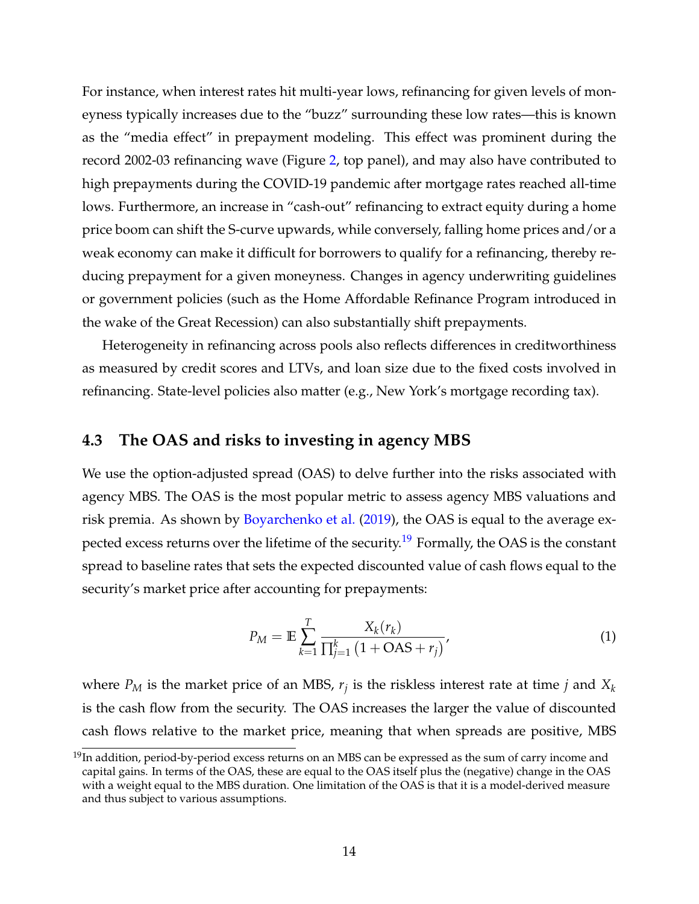For instance, when interest rates hit multi-year lows, refinancing for given levels of moneyness typically increases due to the "buzz" surrounding these low rates—this is known as the "media effect" in prepayment modeling. This effect was prominent during the record 2002-03 refinancing wave (Figure 2, top panel), and may also have contributed to high prepayments during the COVID-19 pandemic after mortgage rates reached all-time lows. Furthermore, an increase in "cash-out" refinancing to extract equity during a home price boom can shift the S-curve upwards, while conversely, falling home prices and/or a weak economy can make it difficult for borrowers to qualify for a refinancing, thereby reducing prepayment for a given moneyness. Changes in agency underwriting guidelines or government policies (such as the Home Affordable Refinance Program introduced in the wake of the Great Recession) can also substantially shift prepayments.

Heterogeneity in refinancing across pools also reflects differences in creditworthiness as measured by credit scores and LTVs, and loan size due to the fixed costs involved in refinancing. State-level policies also matter (e.g., New York's mortgage recording tax).

### 4.3 The OAS and risks to investing in agency MBS

We use the option-adjusted spread (OAS) to delve further into the risks associated with agency MBS. The OAS is the most popular metric to assess agency MBS valuations and risk premia. As shown by Boyarchenko et al. (2019), the OAS is equal to the average expected excess returns over the lifetime of the security.[19] Formally, the OAS is the constant spread to baseline rates that sets the expected discounted value of cash flows equal to the security's market price after accounting for prepayments:

$$P_M = \mathbb{E} \sum_{k=1}^{T} \frac{X_k(r_k)}{\prod_{j=1}^{k} \left(1 + \text{OAS} + r_j\right)}, \tag{1}$$

where $P_M$ is the market price of an MBS, $r_j$ is the riskless interest rate at time $j$ and $X_k$ is the cash flow from the security. The OAS increases the larger the value of discounted cash flows relative to the market price, meaning that when spreads are positive, MBS

[19] In addition, period-by-period excess returns on an MBS can be expressed as the sum of carry income and capital gains. In terms of the OAS, these are equal to the OAS itself plus the (negative) change in the OAS with a weight equal to the MBS duration. One limitation of the OAS is that it is a model-derived measure and thus subject to various assumptions.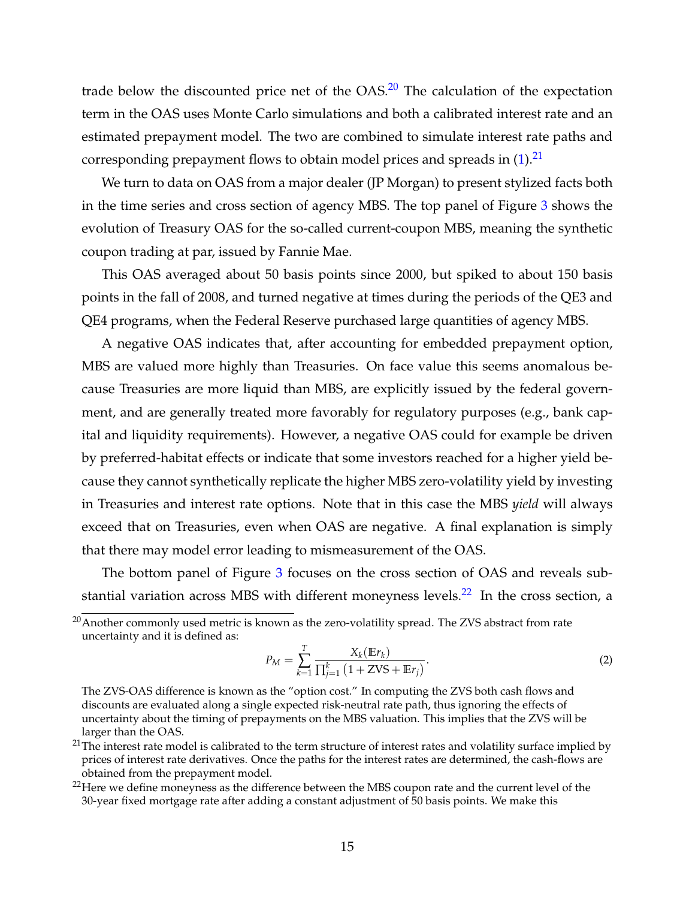trade below the discounted price net of the OAS.[20] The calculation of the expectation term in the OAS uses Monte Carlo simulations and both a calibrated interest rate and an estimated prepayment model. The two are combined to simulate interest rate paths and corresponding prepayment flows to obtain model prices and spreads in (1).[21]

We turn to data on OAS from a major dealer (JP Morgan) to present stylized facts both in the time series and cross section of agency MBS. The top panel of Figure 3 shows the evolution of Treasury OAS for the so-called current-coupon MBS, meaning the synthetic coupon trading at par, issued by Fannie Mae.

This OAS averaged about 50 basis points since 2000, but spiked to about 150 basis points in the fall of 2008, and turned negative at times during the periods of the QE3 and QE4 programs, when the Federal Reserve purchased large quantities of agency MBS.

A negative OAS indicates that, after accounting for embedded prepayment option, MBS are valued more highly than Treasuries. On face value this seems anomalous because Treasuries are more liquid than MBS, are explicitly issued by the federal government, and are generally treated more favorably for regulatory purposes (e.g., bank capital and liquidity requirements). However, a negative OAS could for example be driven by preferred-habitat effects or indicate that some investors reached for a higher yield because they cannot synthetically replicate the higher MBS zero-volatility yield by investing in Treasuries and interest rate options. Note that in this case the MBS *yield* will always exceed that on Treasuries, even when OAS are negative. A final explanation is simply that there may model error leading to mismeasurement of the OAS.

The bottom panel of Figure 3 focuses on the cross section of OAS and reveals substantial variation across MBS with different moneyness levels.[22] In the cross section, a

---

[20] Another commonly used metric is known as the zero-volatility spread. The ZVS abstract from rate uncertainty and it is defined as:

$$P_M = \sum_{k=1}^{T} \frac{X_k(\mathbb{E}r_k)}{\prod_{j=1}^{k}\left(1 + \text{ZVS} + \mathbb{E}r_j\right)}. \tag{2}$$

The ZVS-OAS difference is known as the "option cost." In computing the ZVS both cash flows and discounts are evaluated along a single expected risk-neutral rate path, thus ignoring the effects of uncertainty about the timing of prepayments on the MBS valuation. This implies that the ZVS will be larger than the OAS.

[21] The interest rate model is calibrated to the term structure of interest rates and volatility surface implied by prices of interest rate derivatives. Once the paths for the interest rates are determined, the cash-flows are obtained from the prepayment model.

[22] Here we define moneyness as the difference between the MBS coupon rate and the current level of the 30-year fixed mortgage rate after adding a constant adjustment of 50 basis points. We make this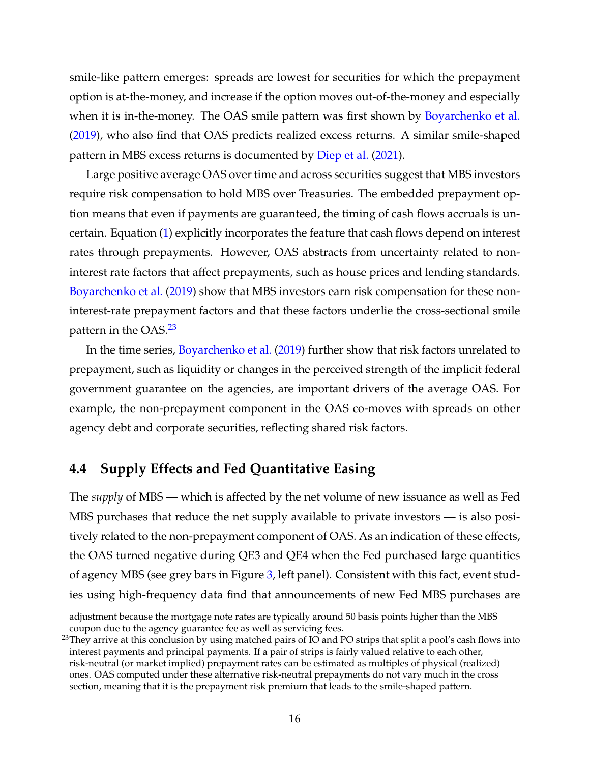smile-like pattern emerges: spreads are lowest for securities for which the prepayment option is at-the-money, and increase if the option moves out-of-the-money and especially when it is in-the-money. The OAS smile pattern was first shown by Boyarchenko et al. (2019), who also find that OAS predicts realized excess returns. A similar smile-shaped pattern in MBS excess returns is documented by Diep et al. (2021).

Large positive average OAS over time and across securities suggest that MBS investors require risk compensation to hold MBS over Treasuries. The embedded prepayment option means that even if payments are guaranteed, the timing of cash flows accruals is uncertain. Equation (1) explicitly incorporates the feature that cash flows depend on interest rates through prepayments. However, OAS abstracts from uncertainty related to non-interest rate factors that affect prepayments, such as house prices and lending standards. Boyarchenko et al. (2019) show that MBS investors earn risk compensation for these non-interest-rate prepayment factors and that these factors underlie the cross-sectional smile pattern in the OAS.[23]

In the time series, Boyarchenko et al. (2019) further show that risk factors unrelated to prepayment, such as liquidity or changes in the perceived strength of the implicit federal government guarantee on the agencies, are important drivers of the average OAS. For example, the non-prepayment component in the OAS co-moves with spreads on other agency debt and corporate securities, reflecting shared risk factors.

## 4.4 Supply Effects and Fed Quantitative Easing

The *supply* of MBS — which is affected by the net volume of new issuance as well as Fed MBS purchases that reduce the net supply available to private investors — is also positively related to the non-prepayment component of OAS. As an indication of these effects, the OAS turned negative during QE3 and QE4 when the Fed purchased large quantities of agency MBS (see grey bars in Figure 3, left panel). Consistent with this fact, event studies using high-frequency data find that announcements of new Fed MBS purchases are

adjustment because the mortgage note rates are typically around 50 basis points higher than the MBS coupon due to the agency guarantee fee as well as servicing fees.

[23] They arrive at this conclusion by using matched pairs of IO and PO strips that split a pool's cash flows into interest payments and principal payments. If a pair of strips is fairly valued relative to each other, risk-neutral (or market implied) prepayment rates can be estimated as multiples of physical (realized) ones. OAS computed under these alternative risk-neutral prepayments do not vary much in the cross section, meaning that it is the prepayment risk premium that leads to the smile-shaped pattern.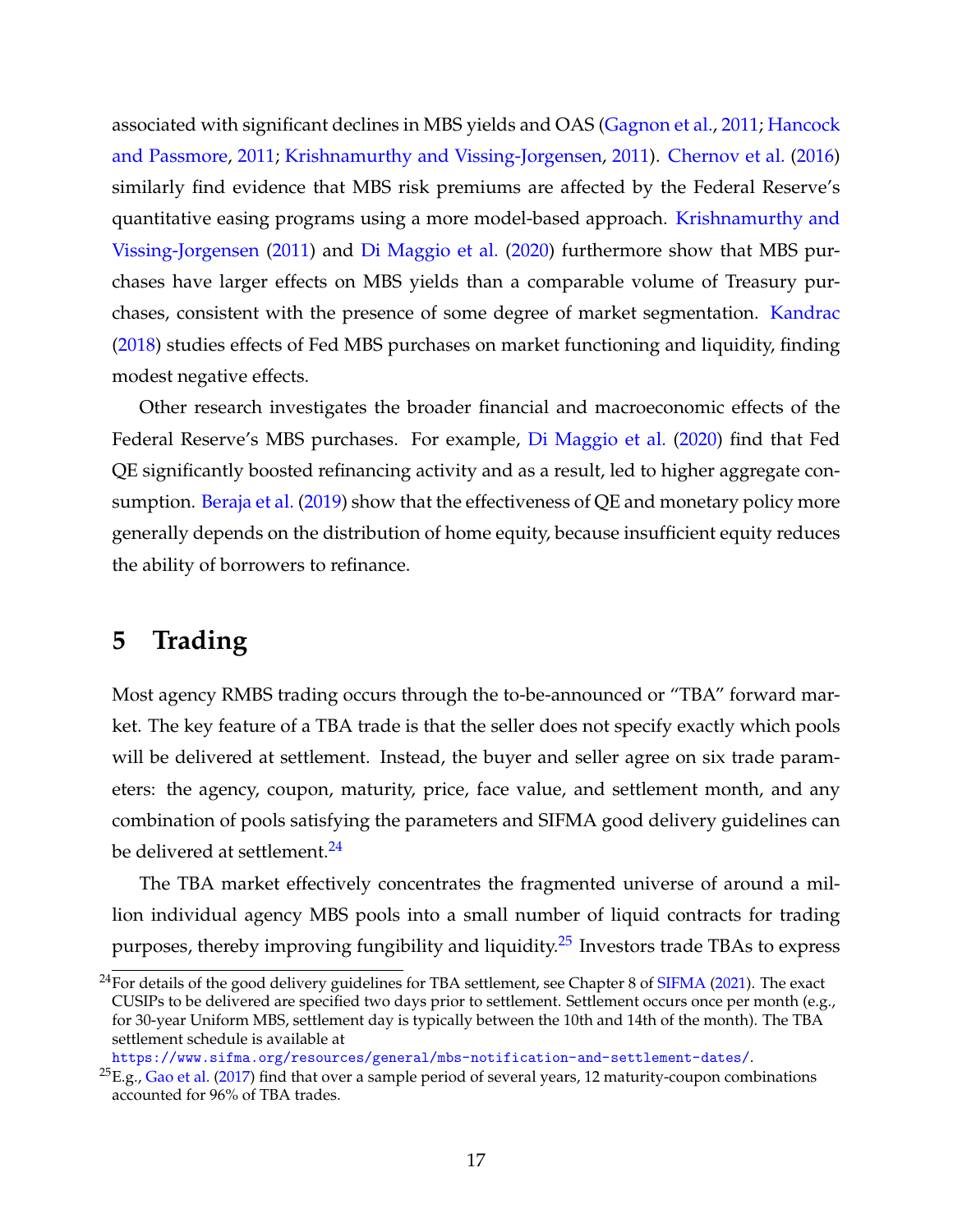associated with significant declines in MBS yields and OAS (Gagnon et al., 2011; Hancock and Passmore, 2011; Krishnamurthy and Vissing-Jorgensen, 2011). Chernov et al. (2016) similarly find evidence that MBS risk premiums are affected by the Federal Reserve's quantitative easing programs using a more model-based approach. Krishnamurthy and Vissing-Jorgensen (2011) and Di Maggio et al. (2020) furthermore show that MBS purchases have larger effects on MBS yields than a comparable volume of Treasury purchases, consistent with the presence of some degree of market segmentation. Kandrac (2018) studies effects of Fed MBS purchases on market functioning and liquidity, finding modest negative effects.

Other research investigates the broader financial and macroeconomic effects of the Federal Reserve's MBS purchases. For example, Di Maggio et al. (2020) find that Fed QE significantly boosted refinancing activity and as a result, led to higher aggregate consumption. Beraja et al. (2019) show that the effectiveness of QE and monetary policy more generally depends on the distribution of home equity, because insufficient equity reduces the ability of borrowers to refinance.

# 5 Trading

Most agency RMBS trading occurs through the to-be-announced or "TBA" forward market. The key feature of a TBA trade is that the seller does not specify exactly which pools will be delivered at settlement. Instead, the buyer and seller agree on six trade parameters: the agency, coupon, maturity, price, face value, and settlement month, and any combination of pools satisfying the parameters and SIFMA good delivery guidelines can be delivered at settlement.[24]

The TBA market effectively concentrates the fragmented universe of around a million individual agency MBS pools into a small number of liquid contracts for trading purposes, thereby improving fungibility and liquidity.[25] Investors trade TBAs to express

[24] For details of the good delivery guidelines for TBA settlement, see Chapter 8 of SIFMA (2021). The exact CUSIPs to be delivered are specified two days prior to settlement. Settlement occurs once per month (e.g., for 30-year Uniform MBS, settlement day is typically between the 10th and 14th of the month). The TBA settlement schedule is available at https://www.sifma.org/resources/general/mbs-notification-and-settlement-dates/.

[25] E.g., Gao et al. (2017) find that over a sample period of several years, 12 maturity-coupon combinations accounted for 96% of TBA trades.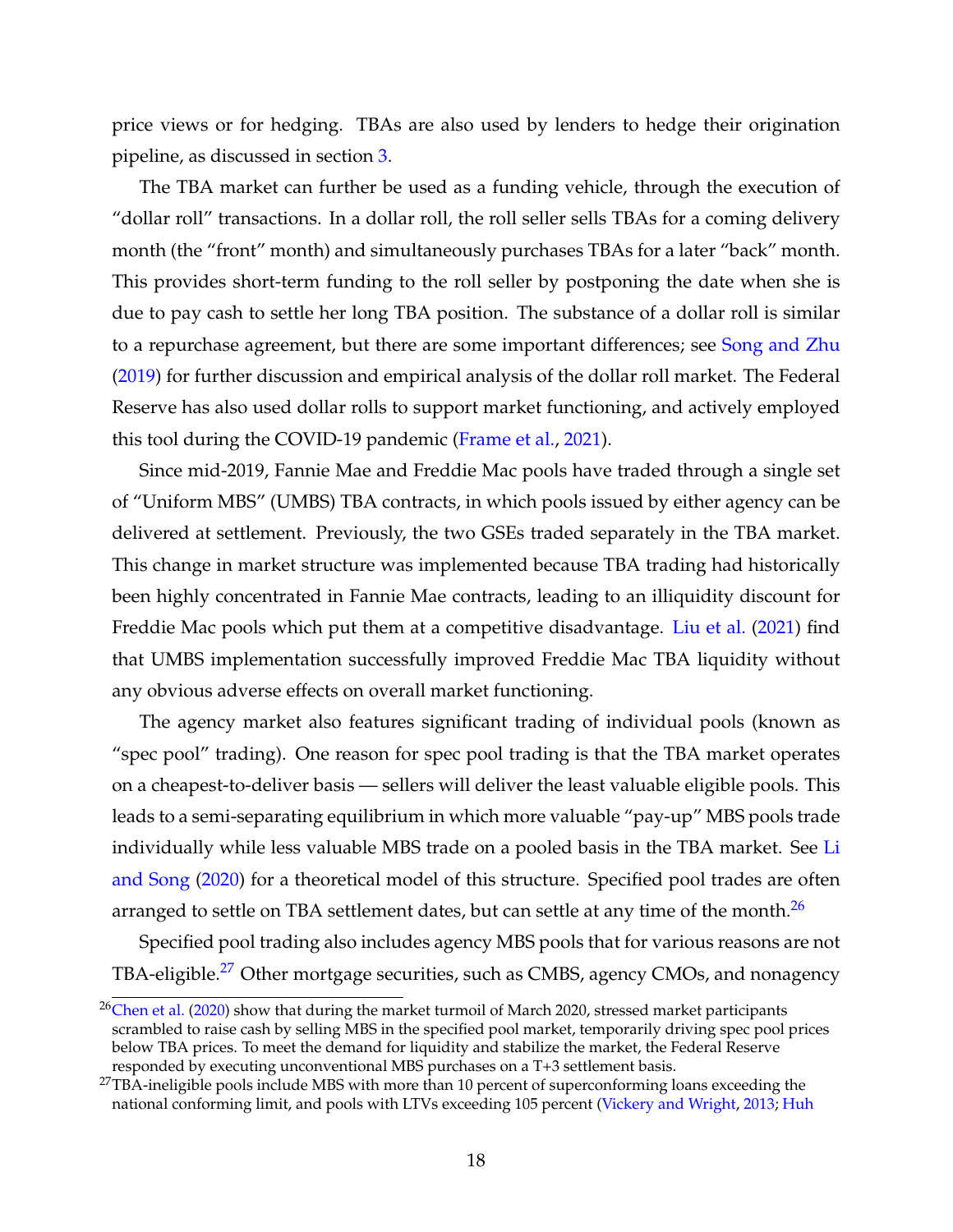price views or for hedging. TBAs are also used by lenders to hedge their origination pipeline, as discussed in section 3.

The TBA market can further be used as a funding vehicle, through the execution of "dollar roll" transactions. In a dollar roll, the roll seller sells TBAs for a coming delivery month (the "front" month) and simultaneously purchases TBAs for a later "back" month. This provides short-term funding to the roll seller by postponing the date when she is due to pay cash to settle her long TBA position. The substance of a dollar roll is similar to a repurchase agreement, but there are some important differences; see Song and Zhu (2019) for further discussion and empirical analysis of the dollar roll market. The Federal Reserve has also used dollar rolls to support market functioning, and actively employed this tool during the COVID-19 pandemic (Frame et al., 2021).

Since mid-2019, Fannie Mae and Freddie Mac pools have traded through a single set of "Uniform MBS" (UMBS) TBA contracts, in which pools issued by either agency can be delivered at settlement. Previously, the two GSEs traded separately in the TBA market. This change in market structure was implemented because TBA trading had historically been highly concentrated in Fannie Mae contracts, leading to an illiquidity discount for Freddie Mac pools which put them at a competitive disadvantage. Liu et al. (2021) find that UMBS implementation successfully improved Freddie Mac TBA liquidity without any obvious adverse effects on overall market functioning.

The agency market also features significant trading of individual pools (known as "spec pool" trading). One reason for spec pool trading is that the TBA market operates on a cheapest-to-deliver basis — sellers will deliver the least valuable eligible pools. This leads to a semi-separating equilibrium in which more valuable "pay-up" MBS pools trade individually while less valuable MBS trade on a pooled basis in the TBA market. See Li and Song (2020) for a theoretical model of this structure. Specified pool trades are often arranged to settle on TBA settlement dates, but can settle at any time of the month.[26]

Specified pool trading also includes agency MBS pools that for various reasons are not TBA-eligible.[27] Other mortgage securities, such as CMBS, agency CMOs, and nonagency

[26] Chen et al. (2020) show that during the market turmoil of March 2020, stressed market participants scrambled to raise cash by selling MBS in the specified pool market, temporarily driving spec pool prices below TBA prices. To meet the demand for liquidity and stabilize the market, the Federal Reserve responded by executing unconventional MBS purchases on a T+3 settlement basis.

[27] TBA-ineligible pools include MBS with more than 10 percent of superconforming loans exceeding the national conforming limit, and pools with LTVs exceeding 105 percent (Vickery and Wright, 2013; Huh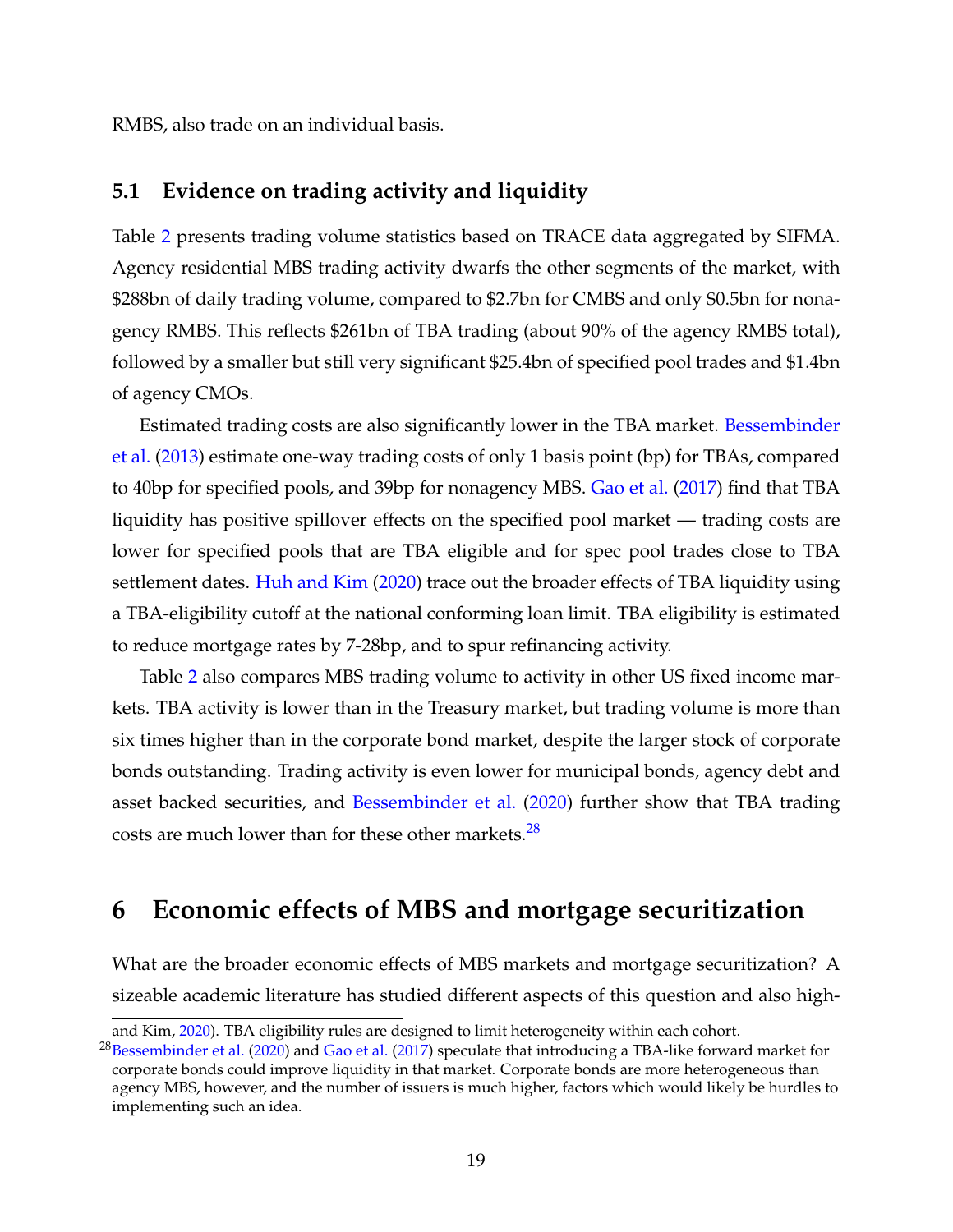RMBS, also trade on an individual basis.

## 5.1 Evidence on trading activity and liquidity

Table 2 presents trading volume statistics based on TRACE data aggregated by SIFMA. Agency residential MBS trading activity dwarfs the other segments of the market, with $288bn of daily trading volume, compared to $2.7bn for CMBS and only $0.5bn for nonagency RMBS. This reflects $261bn of TBA trading (about 90% of the agency RMBS total), followed by a smaller but still very significant $25.4bn of specified pool trades and $1.4bn of agency CMOs.

Estimated trading costs are also significantly lower in the TBA market. Bessembinder et al. (2013) estimate one-way trading costs of only 1 basis point (bp) for TBAs, compared to 40bp for specified pools, and 39bp for nonagency MBS. Gao et al. (2017) find that TBA liquidity has positive spillover effects on the specified pool market — trading costs are lower for specified pools that are TBA eligible and for spec pool trades close to TBA settlement dates. Huh and Kim (2020) trace out the broader effects of TBA liquidity using a TBA-eligibility cutoff at the national conforming loan limit. TBA eligibility is estimated to reduce mortgage rates by 7-28bp, and to spur refinancing activity.

Table 2 also compares MBS trading volume to activity in other US fixed income markets. TBA activity is lower than in the Treasury market, but trading volume is more than six times higher than in the corporate bond market, despite the larger stock of corporate bonds outstanding. Trading activity is even lower for municipal bonds, agency debt and asset backed securities, and Bessembinder et al. (2020) further show that TBA trading costs are much lower than for these other markets.[28]

# 6 Economic effects of MBS and mortgage securitization

What are the broader economic effects of MBS markets and mortgage securitization? A sizeable academic literature has studied different aspects of this question and also high-

and Kim, 2020). TBA eligibility rules are designed to limit heterogeneity within each cohort.

[28] Bessembinder et al. (2020) and Gao et al. (2017) speculate that introducing a TBA-like forward market for corporate bonds could improve liquidity in that market. Corporate bonds are more heterogeneous than agency MBS, however, and the number of issuers is much higher, factors which would likely be hurdles to implementing such an idea.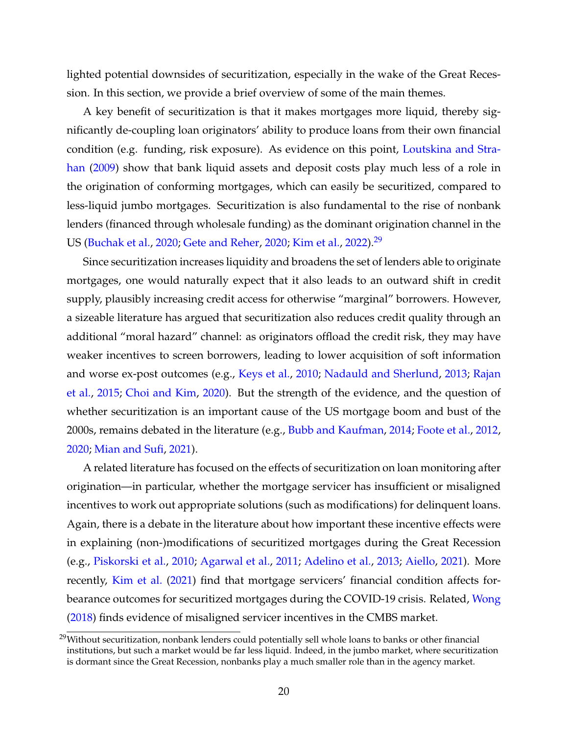lighted potential downsides of securitization, especially in the wake of the Great Recession. In this section, we provide a brief overview of some of the main themes.

A key benefit of securitization is that it makes mortgages more liquid, thereby significantly de-coupling loan originators' ability to produce loans from their own financial condition (e.g. funding, risk exposure). As evidence on this point, Loutskina and Strahan (2009) show that bank liquid assets and deposit costs play much less of a role in the origination of conforming mortgages, which can easily be securitized, compared to less-liquid jumbo mortgages. Securitization is also fundamental to the rise of nonbank lenders (financed through wholesale funding) as the dominant origination channel in the US (Buchak et al., 2020; Gete and Reher, 2020; Kim et al., 2022).[29]

Since securitization increases liquidity and broadens the set of lenders able to originate mortgages, one would naturally expect that it also leads to an outward shift in credit supply, plausibly increasing credit access for otherwise "marginal" borrowers. However, a sizeable literature has argued that securitization also reduces credit quality through an additional "moral hazard" channel: as originators offload the credit risk, they may have weaker incentives to screen borrowers, leading to lower acquisition of soft information and worse ex-post outcomes (e.g., Keys et al., 2010; Nadauld and Sherlund, 2013; Rajan et al., 2015; Choi and Kim, 2020). But the strength of the evidence, and the question of whether securitization is an important cause of the US mortgage boom and bust of the 2000s, remains debated in the literature (e.g., Bubb and Kaufman, 2014; Foote et al., 2012, 2020; Mian and Sufi, 2021).

A related literature has focused on the effects of securitization on loan monitoring after origination—in particular, whether the mortgage servicer has insufficient or misaligned incentives to work out appropriate solutions (such as modifications) for delinquent loans. Again, there is a debate in the literature about how important these incentive effects were in explaining (non-)modifications of securitized mortgages during the Great Recession (e.g., Piskorski et al., 2010; Agarwal et al., 2011; Adelino et al., 2013; Aiello, 2021). More recently, Kim et al. (2021) find that mortgage servicers' financial condition affects forbearance outcomes for securitized mortgages during the COVID-19 crisis. Related, Wong (2018) finds evidence of misaligned servicer incentives in the CMBS market.

[29] Without securitization, nonbank lenders could potentially sell whole loans to banks or other financial institutions, but such a market would be far less liquid. Indeed, in the jumbo market, where securitization is dormant since the Great Recession, nonbanks play a much smaller role than in the agency market.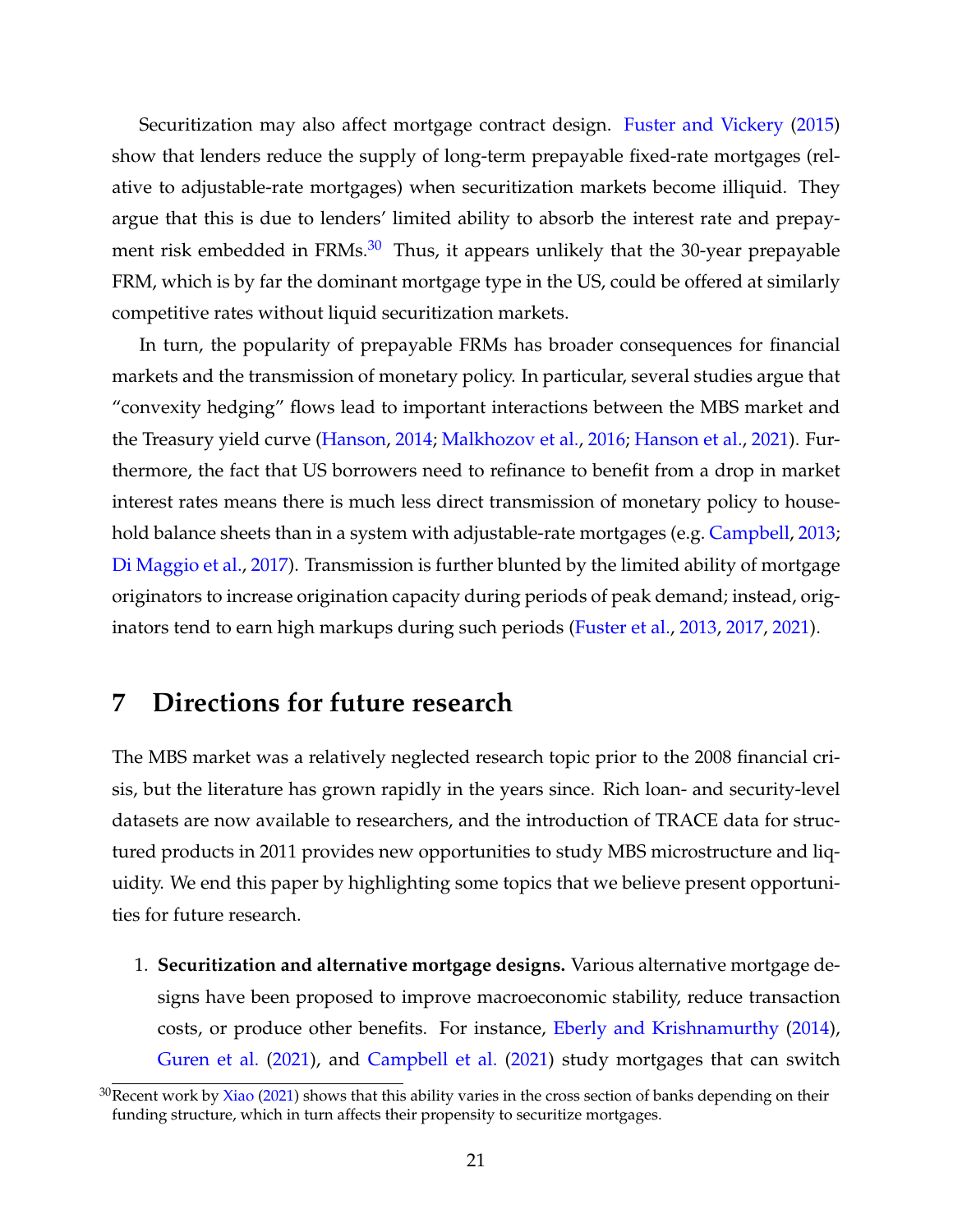Securitization may also affect mortgage contract design. Fuster and Vickery (2015) show that lenders reduce the supply of long-term prepayable fixed-rate mortgages (relative to adjustable-rate mortgages) when securitization markets become illiquid. They argue that this is due to lenders' limited ability to absorb the interest rate and prepayment risk embedded in FRMs.[30] Thus, it appears unlikely that the 30-year prepayable FRM, which is by far the dominant mortgage type in the US, could be offered at similarly competitive rates without liquid securitization markets.

In turn, the popularity of prepayable FRMs has broader consequences for financial markets and the transmission of monetary policy. In particular, several studies argue that "convexity hedging" flows lead to important interactions between the MBS market and the Treasury yield curve (Hanson, 2014; Malkhozov et al., 2016; Hanson et al., 2021). Furthermore, the fact that US borrowers need to refinance to benefit from a drop in market interest rates means there is much less direct transmission of monetary policy to household balance sheets than in a system with adjustable-rate mortgages (e.g. Campbell, 2013; Di Maggio et al., 2017). Transmission is further blunted by the limited ability of mortgage originators to increase origination capacity during periods of peak demand; instead, originators tend to earn high markups during such periods (Fuster et al., 2013, 2017, 2021).

# 7 Directions for future research

The MBS market was a relatively neglected research topic prior to the 2008 financial crisis, but the literature has grown rapidly in the years since. Rich loan- and security-level datasets are now available to researchers, and the introduction of TRACE data for structured products in 2011 provides new opportunities to study MBS microstructure and liquidity. We end this paper by highlighting some topics that we believe present opportunities for future research.

1. **Securitization and alternative mortgage designs.** Various alternative mortgage designs have been proposed to improve macroeconomic stability, reduce transaction costs, or produce other benefits. For instance, Eberly and Krishnamurthy (2014), Guren et al. (2021), and Campbell et al. (2021) study mortgages that can switch

[30] Recent work by Xiao (2021) shows that this ability varies in the cross section of banks depending on their funding structure, which in turn affects their propensity to securitize mortgages.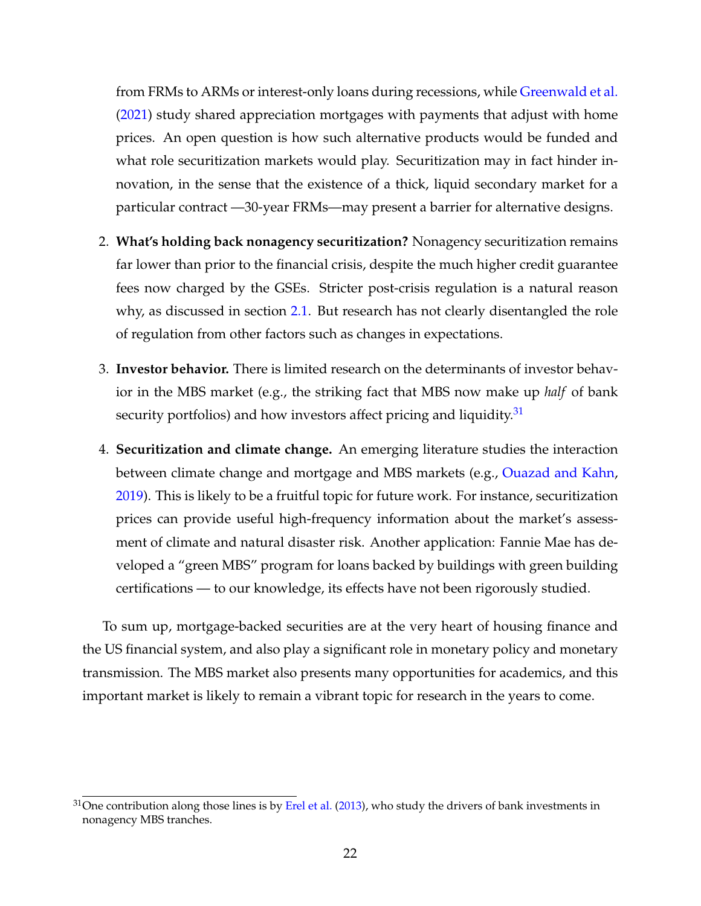from FRMs to ARMs or interest-only loans during recessions, while Greenwald et al. (2021) study shared appreciation mortgages with payments that adjust with home prices. An open question is how such alternative products would be funded and what role securitization markets would play. Securitization may in fact hinder innovation, in the sense that the existence of a thick, liquid secondary market for a particular contract —30-year FRMs—may present a barrier for alternative designs.

2. **What's holding back nonagency securitization?** Nonagency securitization remains far lower than prior to the financial crisis, despite the much higher credit guarantee fees now charged by the GSEs. Stricter post-crisis regulation is a natural reason why, as discussed in section 2.1. But research has not clearly disentangled the role of regulation from other factors such as changes in expectations.

3. **Investor behavior.** There is limited research on the determinants of investor behavior in the MBS market (e.g., the striking fact that MBS now make up *half* of bank security portfolios) and how investors affect pricing and liquidity.[31]

4. **Securitization and climate change.** An emerging literature studies the interaction between climate change and mortgage and MBS markets (e.g., Ouazad and Kahn, 2019). This is likely to be a fruitful topic for future work. For instance, securitization prices can provide useful high-frequency information about the market's assessment of climate and natural disaster risk. Another application: Fannie Mae has developed a "green MBS" program for loans backed by buildings with green building certifications — to our knowledge, its effects have not been rigorously studied.

To sum up, mortgage-backed securities are at the very heart of housing finance and the US financial system, and also play a significant role in monetary policy and monetary transmission. The MBS market also presents many opportunities for academics, and this important market is likely to remain a vibrant topic for research in the years to come.

[31] One contribution along those lines is by Erel et al. (2013), who study the drivers of bank investments in nonagency MBS tranches.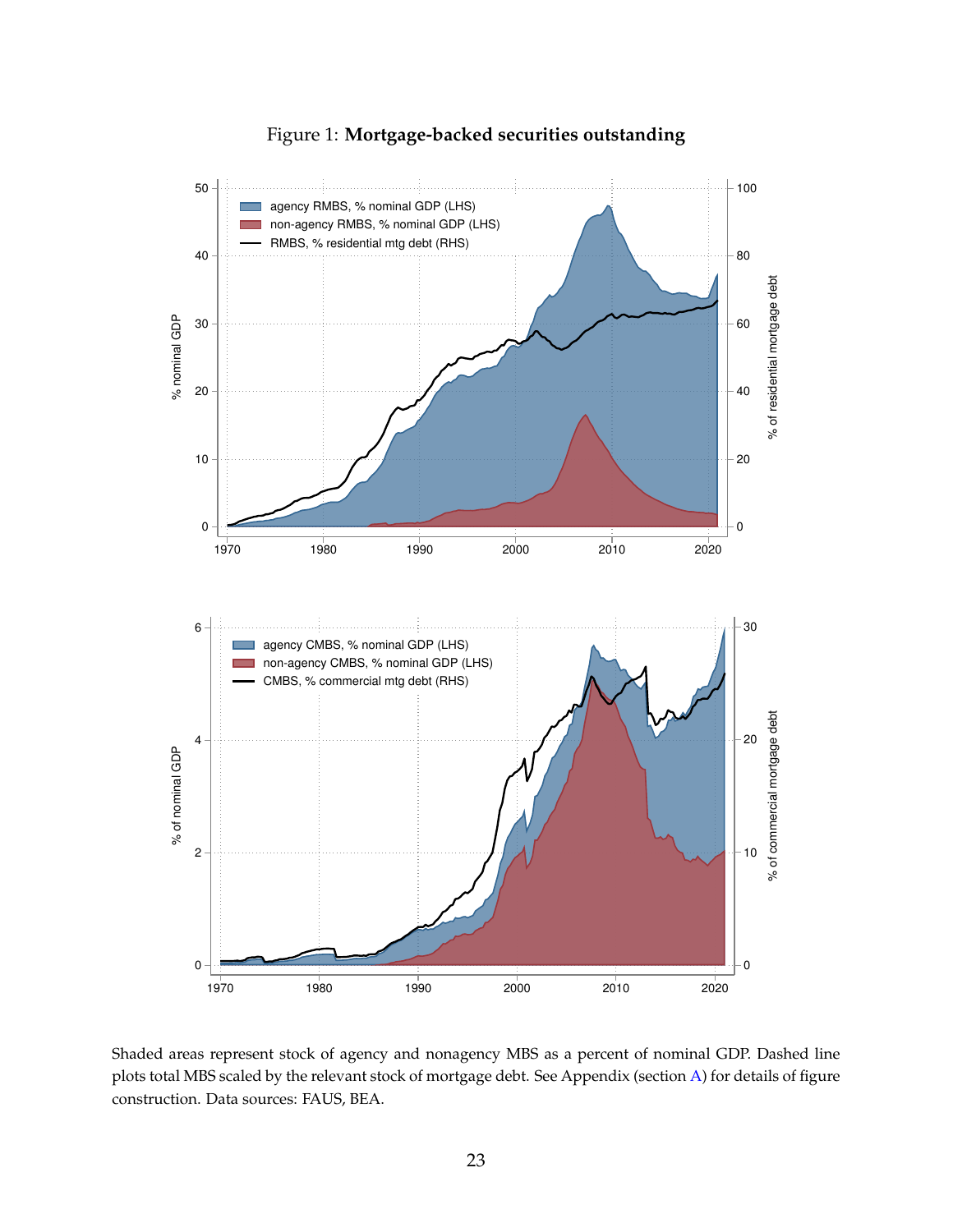Figure 1: **Mortgage-backed securities outstanding**

Shaded areas represent stock of agency and nonagency MBS as a percent of nominal GDP. Dashed line plots total MBS scaled by the relevant stock of mortgage debt. See Appendix (section A) for details of figure construction. Data sources: FAUS, BEA.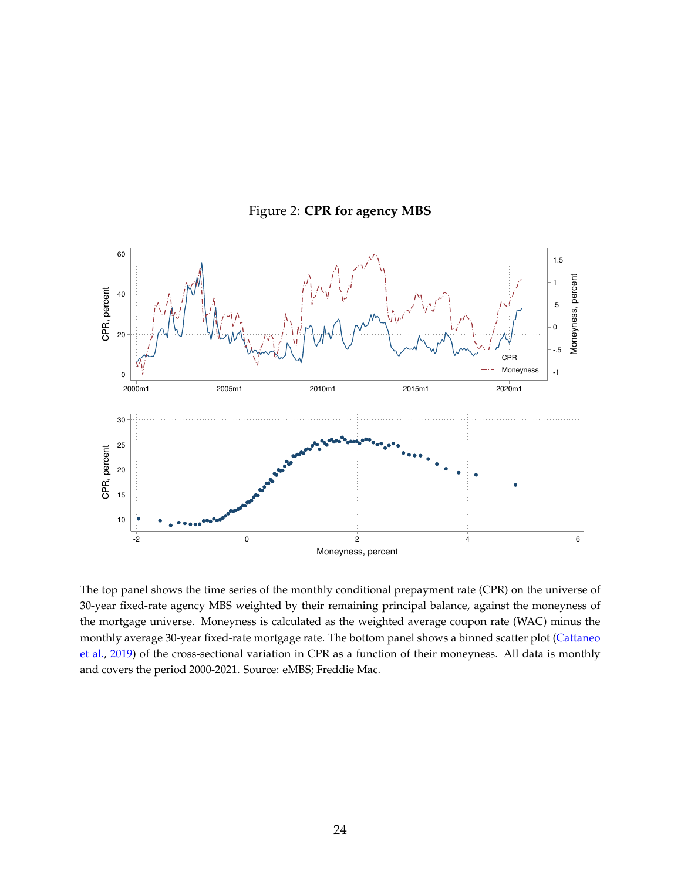Figure 2: **CPR for agency MBS**

The top panel shows the time series of the monthly conditional prepayment rate (CPR) on the universe of 30-year fixed-rate agency MBS weighted by their remaining principal balance, against the moneyness of the mortgage universe. Moneyness is calculated as the weighted average coupon rate (WAC) minus the monthly average 30-year fixed-rate mortgage rate. The bottom panel shows a binned scatter plot (Cattaneo et al., 2019) of the cross-sectional variation in CPR as a function of their moneyness. All data is monthly and covers the period 2000-2021. Source: eMBS; Freddie Mac.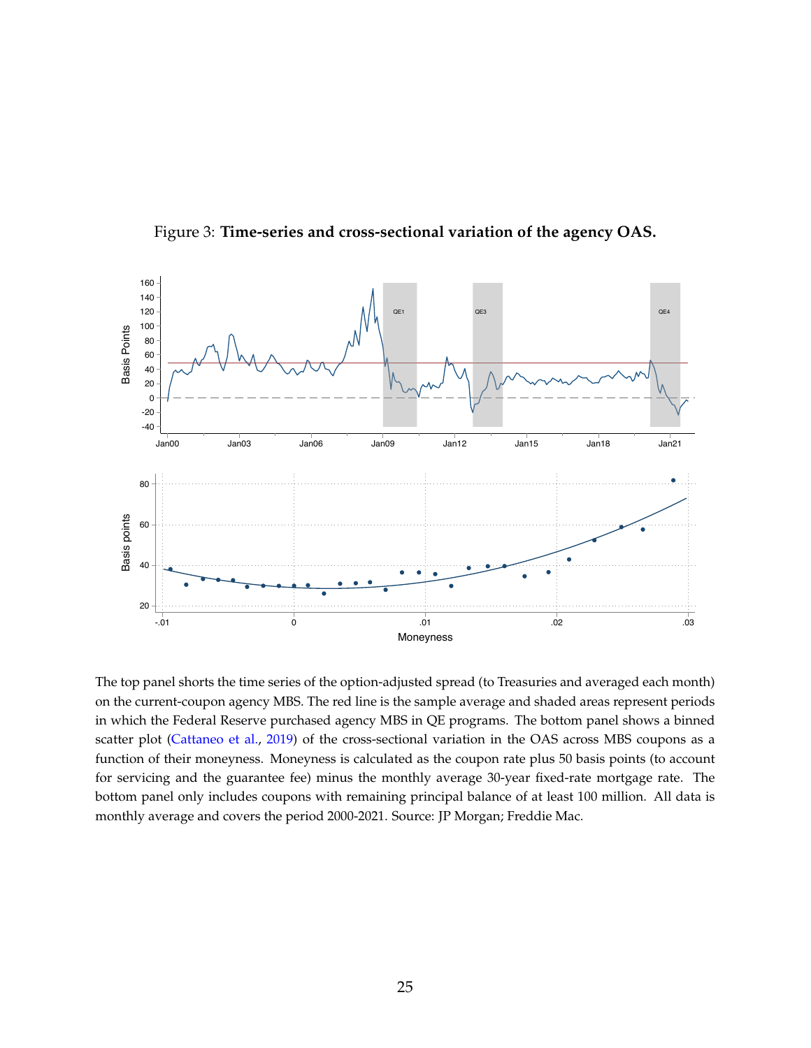Figure 3: **Time-series and cross-sectional variation of the agency OAS.**

The top panel shorts the time series of the option-adjusted spread (to Treasuries and averaged each month) on the current-coupon agency MBS. The red line is the sample average and shaded areas represent periods in which the Federal Reserve purchased agency MBS in QE programs. The bottom panel shows a binned scatter plot (Cattaneo et al., 2019) of the cross-sectional variation in the OAS across MBS coupons as a function of their moneyness. Moneyness is calculated as the coupon rate plus 50 basis points (to account for servicing and the guarantee fee) minus the monthly average 30-year fixed-rate mortgage rate. The bottom panel only includes coupons with remaining principal balance of at least 100 million. All data is monthly average and covers the period 2000-2021. Source: JP Morgan; Freddie Mac.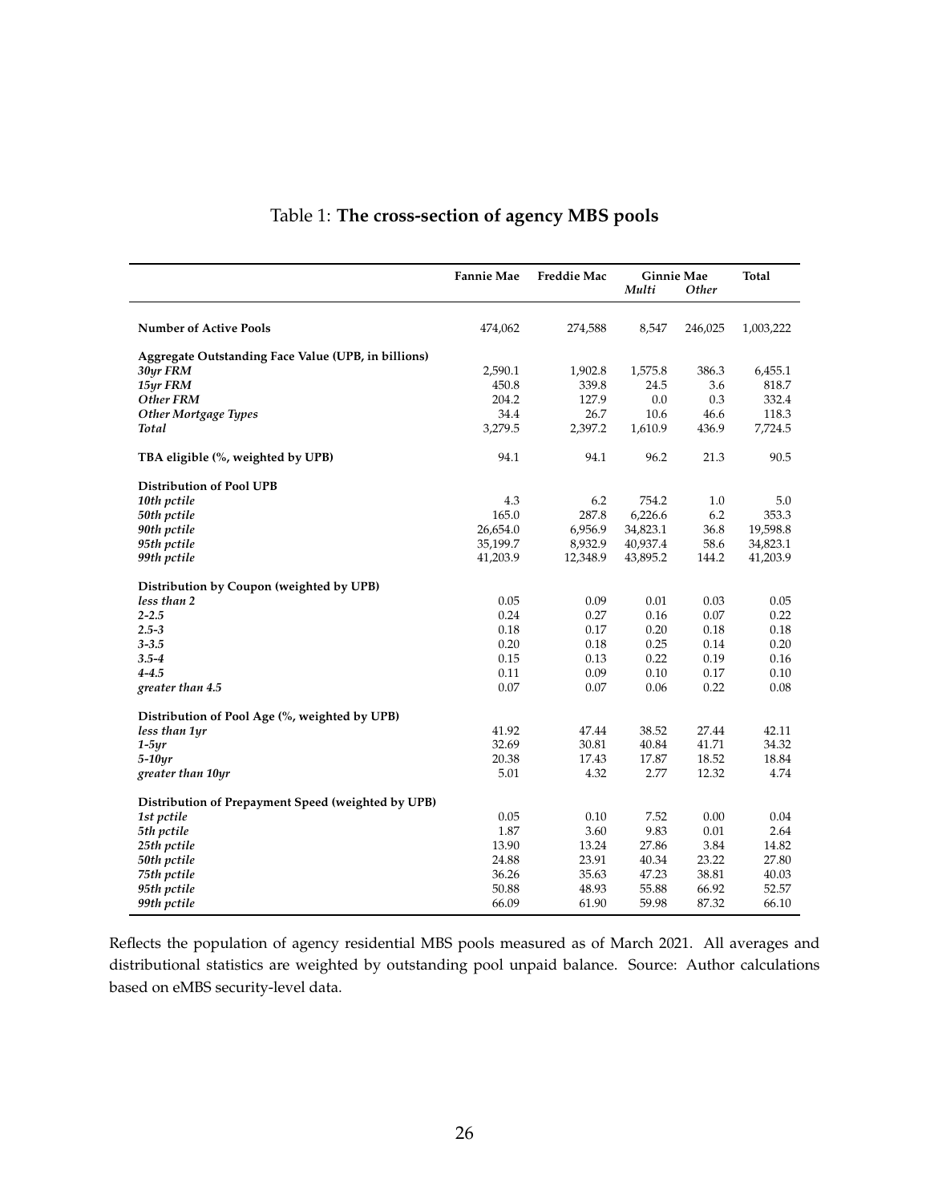Table 1: **The cross-section of agency MBS pools**

| | Fannie Mae | Freddie Mac | Ginnie Mae | | Total |
|---|---|---|---|---|---|
| | | | *Multi* | *Other* | |
| **Number of Active Pools** | 474,062 | 274,588 | 8,547 | 246,025 | 1,003,222 |
| **Aggregate Outstanding Face Value (UPB, in billions)** | | | | | |
| *30yr FRM* | 2,590.1 | 1,902.8 | 1,575.8 | 386.3 | 6,455.1 |
| *15yr FRM* | 450.8 | 339.8 | 24.5 | 3.6 | 818.7 |
| *Other FRM* | 204.2 | 127.9 | 0.0 | 0.3 | 332.4 |
| *Other Mortgage Types* | 34.4 | 26.7 | 10.6 | 46.6 | 118.3 |
| *Total* | 3,279.5 | 2,397.2 | 1,610.9 | 436.9 | 7,724.5 |
| **TBA eligible (%, weighted by UPB)** | 94.1 | 94.1 | 96.2 | 21.3 | 90.5 |
| **Distribution of Pool UPB** | | | | | |
| *10th pctile* | 4.3 | 6.2 | 754.2 | 1.0 | 5.0 |
| *50th pctile* | 165.0 | 287.8 | 6,226.6 | 6.2 | 353.3 |
| *90th pctile* | 26,654.0 | 6,956.9 | 34,823.1 | 36.8 | 19,598.8 |
| *95th pctile* | 35,199.7 | 8,932.9 | 40,937.4 | 58.6 | 34,823.1 |
| *99th pctile* | 41,203.9 | 12,348.9 | 43,895.2 | 144.2 | 41,203.9 |
| **Distribution by Coupon (weighted by UPB)** | | | | | |
| *less than 2* | 0.05 | 0.09 | 0.01 | 0.03 | 0.05 |
| *2-2.5* | 0.24 | 0.27 | 0.16 | 0.07 | 0.22 |
| *2.5-3* | 0.18 | 0.17 | 0.20 | 0.18 | 0.18 |
| *3-3.5* | 0.20 | 0.18 | 0.25 | 0.14 | 0.20 |
| *3.5-4* | 0.15 | 0.13 | 0.22 | 0.19 | 0.16 |
| *4-4.5* | 0.11 | 0.09 | 0.10 | 0.17 | 0.10 |
| *greater than 4.5* | 0.07 | 0.07 | 0.06 | 0.22 | 0.08 |
| **Distribution of Pool Age (%, weighted by UPB)** | | | | | |
| *less than 1yr* | 41.92 | 47.44 | 38.52 | 27.44 | 42.11 |
| *1-5yr* | 32.69 | 30.81 | 40.84 | 41.71 | 34.32 |
| *5-10yr* | 20.38 | 17.43 | 17.87 | 18.52 | 18.84 |
| *greater than 10yr* | 5.01 | 4.32 | 2.77 | 12.32 | 4.74 |
| **Distribution of Prepayment Speed (weighted by UPB)** | | | | | |
| *1st pctile* | 0.05 | 0.10 | 7.52 | 0.00 | 0.04 |
| *5th pctile* | 1.87 | 3.60 | 9.83 | 0.01 | 2.64 |
| *25th pctile* | 13.90 | 13.24 | 27.86 | 3.84 | 14.82 |
| *50th pctile* | 24.88 | 23.91 | 40.34 | 23.22 | 27.80 |
| *75th pctile* | 36.26 | 35.63 | 47.23 | 38.81 | 40.03 |
| *95th pctile* | 50.88 | 48.93 | 55.88 | 66.92 | 52.57 |
| *99th pctile* | 66.09 | 61.90 | 59.98 | 87.32 | 66.10 |

Reflects the population of agency residential MBS pools measured as of March 2021. All averages and distributional statistics are weighted by outstanding pool unpaid balance. Source: Author calculations based on eMBS security-level data.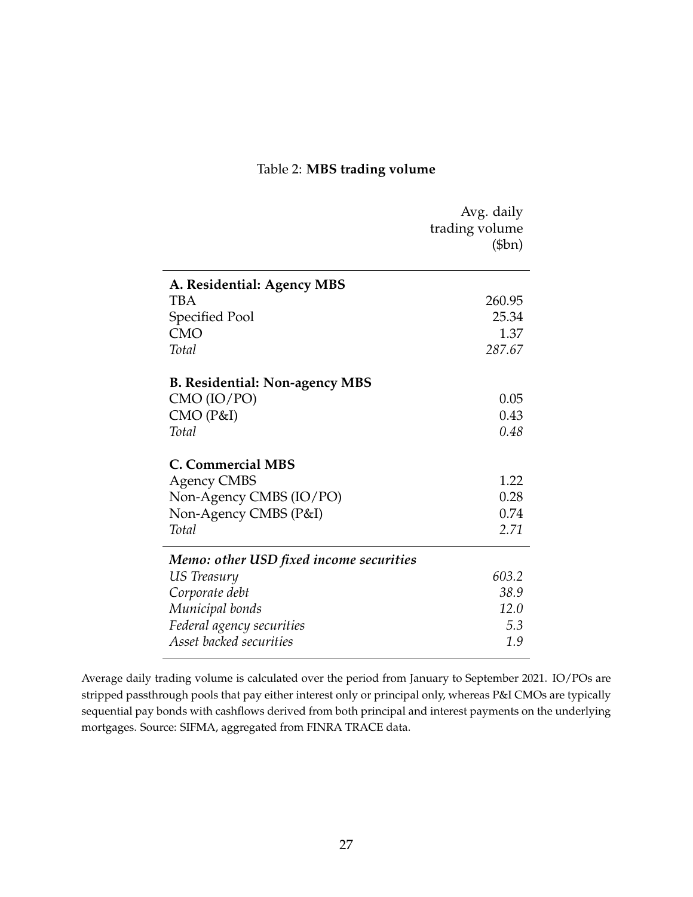Table 2: **MBS trading volume**

| | Avg. daily trading volume ($bn) |
|---|---|
| **A. Residential: Agency MBS** | |
| TBA | 260.95 |
| Specified Pool | 25.34 |
| CMO | 1.37 |
| *Total* | *287.67* |
| **B. Residential: Non-agency MBS** | |
| CMO (IO/PO) | 0.05 |
| CMO (P&I) | 0.43 |
| *Total* | *0.48* |
| **C. Commercial MBS** | |
| Agency CMBS | 1.22 |
| Non-Agency CMBS (IO/PO) | 0.28 |
| Non-Agency CMBS (P&I) | 0.74 |
| *Total* | *2.71* |
| ***Memo: other USD fixed income securities*** | |
| *US Treasury* | *603.2* |
| *Corporate debt* | *38.9* |
| *Municipal bonds* | *12.0* |
| *Federal agency securities* | *5.3* |
| *Asset backed securities* | *1.9* |

Average daily trading volume is calculated over the period from January to September 2021. IO/POs are stripped passthrough pools that pay either interest only or principal only, whereas P&I CMOs are typically sequential pay bonds with cashflows derived from both principal and interest payments on the underlying mortgages. Source: SIFMA, aggregated from FINRA TRACE data.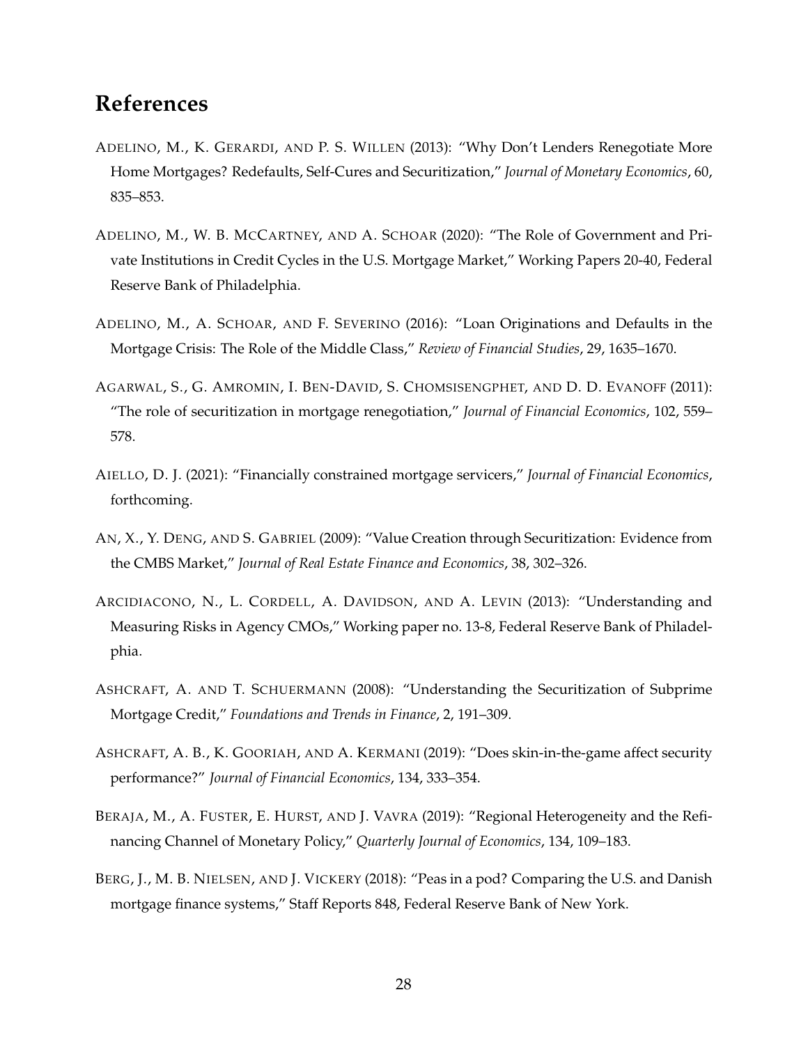## References

Adelino, M., K. Gerardi, and P. S. Willen (2013): "Why Don't Lenders Renegotiate More Home Mortgages? Redefaults, Self-Cures and Securitization," *Journal of Monetary Economics*, 60, 835–853.

Adelino, M., W. B. McCartney, and A. Schoar (2020): "The Role of Government and Private Institutions in Credit Cycles in the U.S. Mortgage Market," Working Papers 20-40, Federal Reserve Bank of Philadelphia.

Adelino, M., A. Schoar, and F. Severino (2016): "Loan Originations and Defaults in the Mortgage Crisis: The Role of the Middle Class," *Review of Financial Studies*, 29, 1635–1670.

Agarwal, S., G. Amromin, I. Ben-David, S. Chomsisengphet, and D. D. Evanoff (2011): "The role of securitization in mortgage renegotiation," *Journal of Financial Economics*, 102, 559–578.

Aiello, D. J. (2021): "Financially constrained mortgage servicers," *Journal of Financial Economics*, forthcoming.

An, X., Y. Deng, and S. Gabriel (2009): "Value Creation through Securitization: Evidence from the CMBS Market," *Journal of Real Estate Finance and Economics*, 38, 302–326.

Arcidiacono, N., L. Cordell, A. Davidson, and A. Levin (2013): "Understanding and Measuring Risks in Agency CMOs," Working paper no. 13-8, Federal Reserve Bank of Philadelphia.

Ashcraft, A. and T. Schuermann (2008): "Understanding the Securitization of Subprime Mortgage Credit," *Foundations and Trends in Finance*, 2, 191–309.

Ashcraft, A. B., K. Gooriah, and A. Kermani (2019): "Does skin-in-the-game affect security performance?" *Journal of Financial Economics*, 134, 333–354.

Beraja, M., A. Fuster, E. Hurst, and J. Vavra (2019): "Regional Heterogeneity and the Refinancing Channel of Monetary Policy," *Quarterly Journal of Economics*, 134, 109–183.

Berg, J., M. B. Nielsen, and J. Vickery (2018): "Peas in a pod? Comparing the U.S. and Danish mortgage finance systems," Staff Reports 848, Federal Reserve Bank of New York.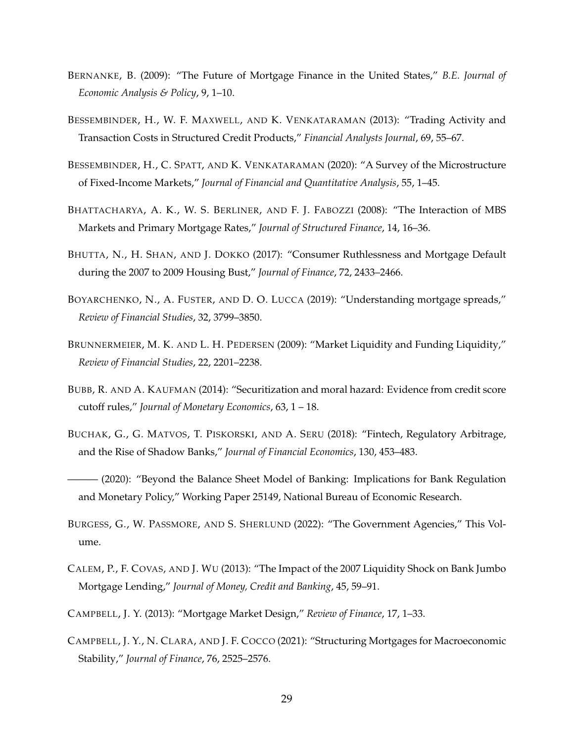Bernanke, B. (2009): "The Future of Mortgage Finance in the United States," *B.E. Journal of Economic Analysis & Policy*, 9, 1–10.

Bessembinder, H., W. F. Maxwell, and K. Venkataraman (2013): "Trading Activity and Transaction Costs in Structured Credit Products," *Financial Analysts Journal*, 69, 55–67.

Bessembinder, H., C. Spatt, and K. Venkataraman (2020): "A Survey of the Microstructure of Fixed-Income Markets," *Journal of Financial and Quantitative Analysis*, 55, 1–45.

Bhattacharya, A. K., W. S. Berliner, and F. J. Fabozzi (2008): "The Interaction of MBS Markets and Primary Mortgage Rates," *Journal of Structured Finance*, 14, 16–36.

Bhutta, N., H. Shan, and J. Dokko (2017): "Consumer Ruthlessness and Mortgage Default during the 2007 to 2009 Housing Bust," *Journal of Finance*, 72, 2433–2466.

Boyarchenko, N., A. Fuster, and D. O. Lucca (2019): "Understanding mortgage spreads," *Review of Financial Studies*, 32, 3799–3850.

Brunnermeier, M. K. and L. H. Pedersen (2009): "Market Liquidity and Funding Liquidity," *Review of Financial Studies*, 22, 2201–2238.

Bubb, R. and A. Kaufman (2014): "Securitization and moral hazard: Evidence from credit score cutoff rules," *Journal of Monetary Economics*, 63, 1 – 18.

Buchak, G., G. Matvos, T. Piskorski, and A. Seru (2018): "Fintech, Regulatory Arbitrage, and the Rise of Shadow Banks," *Journal of Financial Economics*, 130, 453–483.

——— (2020): "Beyond the Balance Sheet Model of Banking: Implications for Bank Regulation and Monetary Policy," Working Paper 25149, National Bureau of Economic Research.

Burgess, G., W. Passmore, and S. Sherlund (2022): "The Government Agencies," This Volume.

Calem, P., F. Covas, and J. Wu (2013): "The Impact of the 2007 Liquidity Shock on Bank Jumbo Mortgage Lending," *Journal of Money, Credit and Banking*, 45, 59–91.

Campbell, J. Y. (2013): "Mortgage Market Design," *Review of Finance*, 17, 1–33.

Campbell, J. Y., N. Clara, and J. F. Cocco (2021): "Structuring Mortgages for Macroeconomic Stability," *Journal of Finance*, 76, 2525–2576.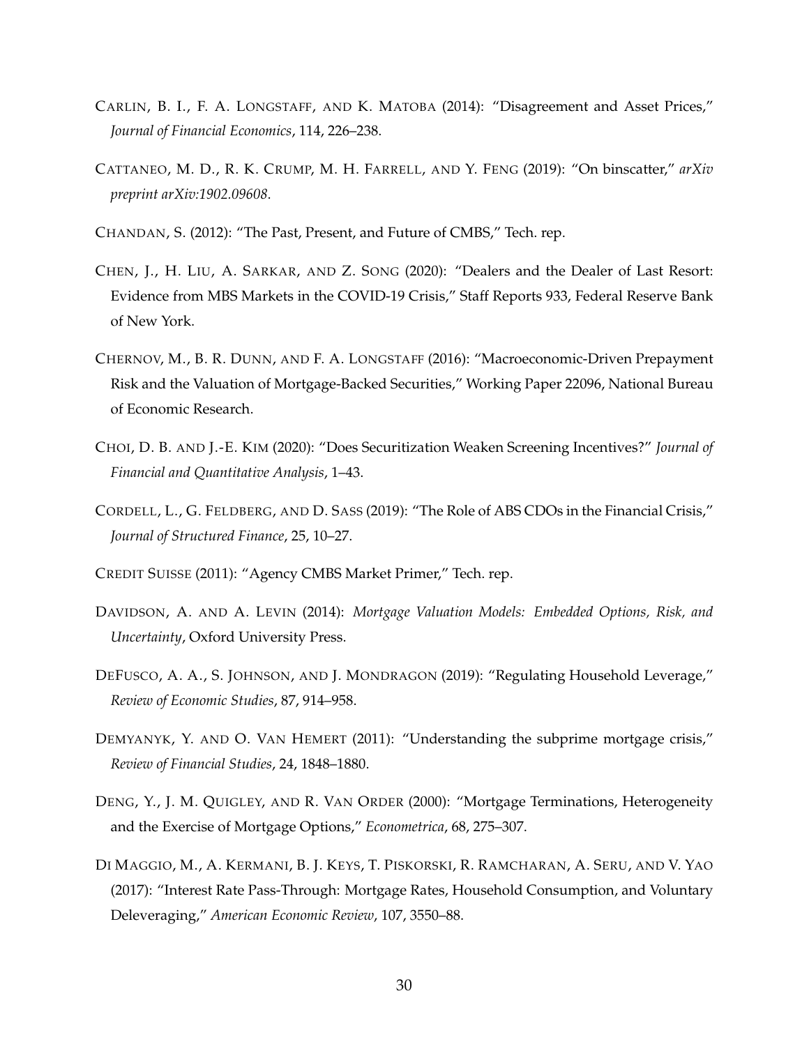CARLIN, B. I., F. A. LONGSTAFF, AND K. MATOBA (2014): "Disagreement and Asset Prices," *Journal of Financial Economics*, 114, 226–238.

CATTANEO, M. D., R. K. CRUMP, M. H. FARRELL, AND Y. FENG (2019): "On binscatter," *arXiv preprint arXiv:1902.09608*.

CHANDAN, S. (2012): "The Past, Present, and Future of CMBS," Tech. rep.

CHEN, J., H. LIU, A. SARKAR, AND Z. SONG (2020): "Dealers and the Dealer of Last Resort: Evidence from MBS Markets in the COVID-19 Crisis," Staff Reports 933, Federal Reserve Bank of New York.

CHERNOV, M., B. R. DUNN, AND F. A. LONGSTAFF (2016): "Macroeconomic-Driven Prepayment Risk and the Valuation of Mortgage-Backed Securities," Working Paper 22096, National Bureau of Economic Research.

CHOI, D. B. AND J.-E. KIM (2020): "Does Securitization Weaken Screening Incentives?" *Journal of Financial and Quantitative Analysis*, 1–43.

CORDELL, L., G. FELDBERG, AND D. SASS (2019): "The Role of ABS CDOs in the Financial Crisis," *Journal of Structured Finance*, 25, 10–27.

CREDIT SUISSE (2011): "Agency CMBS Market Primer," Tech. rep.

DAVIDSON, A. AND A. LEVIN (2014): *Mortgage Valuation Models: Embedded Options, Risk, and Uncertainty*, Oxford University Press.

DEFUSCO, A. A., S. JOHNSON, AND J. MONDRAGON (2019): "Regulating Household Leverage," *Review of Economic Studies*, 87, 914–958.

DEMYANYK, Y. AND O. VAN HEMERT (2011): "Understanding the subprime mortgage crisis," *Review of Financial Studies*, 24, 1848–1880.

DENG, Y., J. M. QUIGLEY, AND R. VAN ORDER (2000): "Mortgage Terminations, Heterogeneity and the Exercise of Mortgage Options," *Econometrica*, 68, 275–307.

DI MAGGIO, M., A. KERMANI, B. J. KEYS, T. PISKORSKI, R. RAMCHARAN, A. SERU, AND V. YAO (2017): "Interest Rate Pass-Through: Mortgage Rates, Household Consumption, and Voluntary Deleveraging," *American Economic Review*, 107, 3550–88.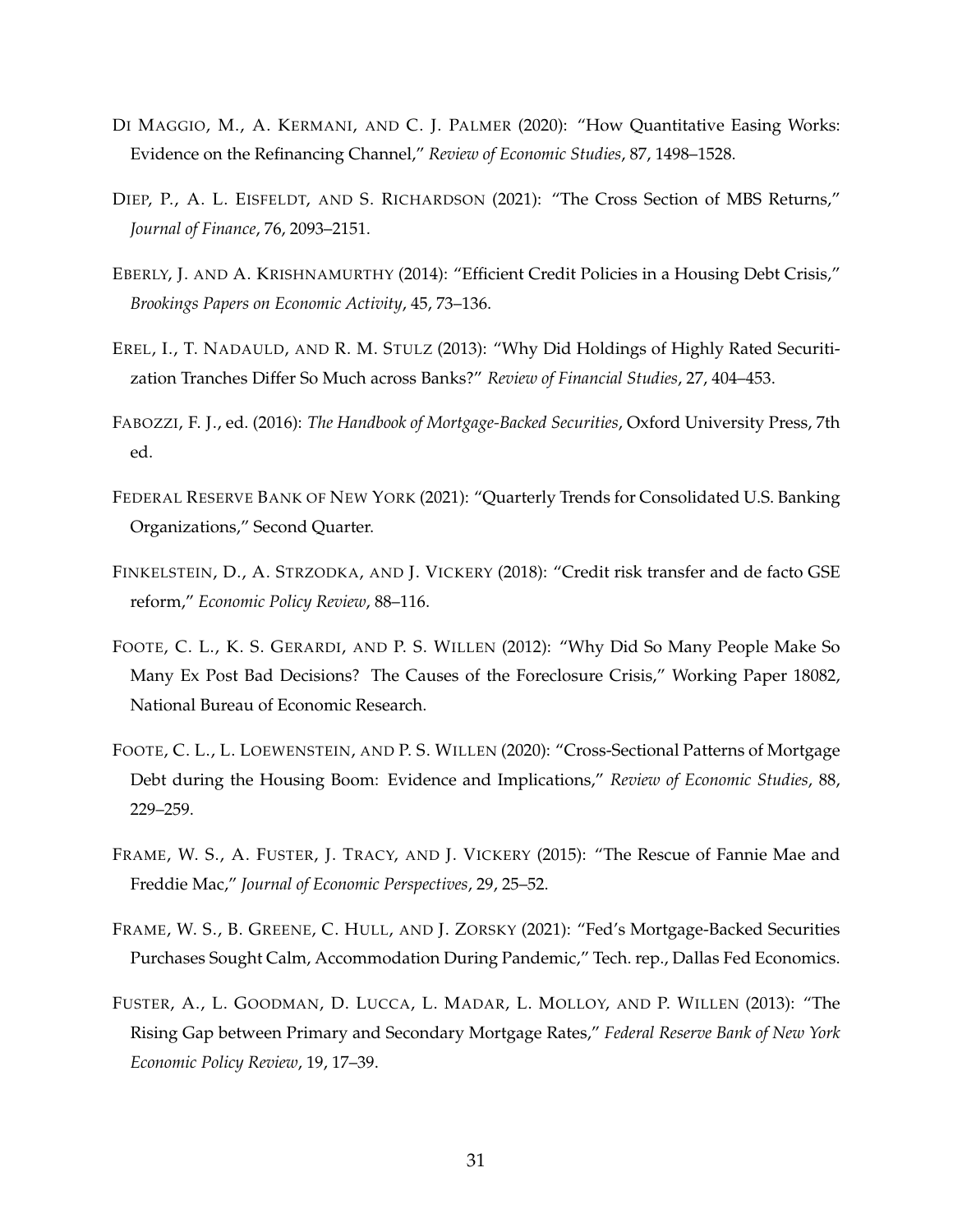Di Maggio, M., A. Kermani, and C. J. Palmer (2020): "How Quantitative Easing Works: Evidence on the Refinancing Channel," *Review of Economic Studies*, 87, 1498–1528.

Diep, P., A. L. Eisfeldt, and S. Richardson (2021): "The Cross Section of MBS Returns," *Journal of Finance*, 76, 2093–2151.

Eberly, J. and A. Krishnamurthy (2014): "Efficient Credit Policies in a Housing Debt Crisis," *Brookings Papers on Economic Activity*, 45, 73–136.

Erel, I., T. Nadauld, and R. M. Stulz (2013): "Why Did Holdings of Highly Rated Securitization Tranches Differ So Much across Banks?" *Review of Financial Studies*, 27, 404–453.

Fabozzi, F. J., ed. (2016): *The Handbook of Mortgage-Backed Securities*, Oxford University Press, 7th ed.

Federal Reserve Bank of New York (2021): "Quarterly Trends for Consolidated U.S. Banking Organizations," Second Quarter.

Finkelstein, D., A. Strzodka, and J. Vickery (2018): "Credit risk transfer and de facto GSE reform," *Economic Policy Review*, 88–116.

Foote, C. L., K. S. Gerardi, and P. S. Willen (2012): "Why Did So Many People Make So Many Ex Post Bad Decisions? The Causes of the Foreclosure Crisis," Working Paper 18082, National Bureau of Economic Research.

Foote, C. L., L. Loewenstein, and P. S. Willen (2020): "Cross-Sectional Patterns of Mortgage Debt during the Housing Boom: Evidence and Implications," *Review of Economic Studies*, 88, 229–259.

Frame, W. S., A. Fuster, J. Tracy, and J. Vickery (2015): "The Rescue of Fannie Mae and Freddie Mac," *Journal of Economic Perspectives*, 29, 25–52.

Frame, W. S., B. Greene, C. Hull, and J. Zorsky (2021): "Fed's Mortgage-Backed Securities Purchases Sought Calm, Accommodation During Pandemic," Tech. rep., Dallas Fed Economics.

Fuster, A., L. Goodman, D. Lucca, L. Madar, L. Molloy, and P. Willen (2013): "The Rising Gap between Primary and Secondary Mortgage Rates," *Federal Reserve Bank of New York Economic Policy Review*, 19, 17–39.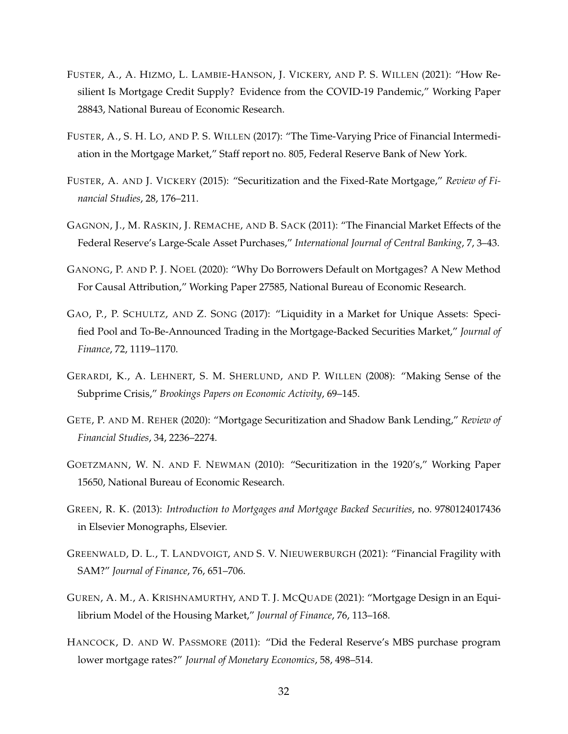FUSTER, A., A. HIZMO, L. LAMBIE-HANSON, J. VICKERY, AND P. S. WILLEN (2021): "How Resilient Is Mortgage Credit Supply? Evidence from the COVID-19 Pandemic," Working Paper 28843, National Bureau of Economic Research.

FUSTER, A., S. H. LO, AND P. S. WILLEN (2017): "The Time-Varying Price of Financial Intermediation in the Mortgage Market," Staff report no. 805, Federal Reserve Bank of New York.

FUSTER, A. AND J. VICKERY (2015): "Securitization and the Fixed-Rate Mortgage," *Review of Financial Studies*, 28, 176–211.

GAGNON, J., M. RASKIN, J. REMACHE, AND B. SACK (2011): "The Financial Market Effects of the Federal Reserve's Large-Scale Asset Purchases," *International Journal of Central Banking*, 7, 3–43.

GANONG, P. AND P. J. NOEL (2020): "Why Do Borrowers Default on Mortgages? A New Method For Causal Attribution," Working Paper 27585, National Bureau of Economic Research.

GAO, P., P. SCHULTZ, AND Z. SONG (2017): "Liquidity in a Market for Unique Assets: Specified Pool and To-Be-Announced Trading in the Mortgage-Backed Securities Market," *Journal of Finance*, 72, 1119–1170.

GERARDI, K., A. LEHNERT, S. M. SHERLUND, AND P. WILLEN (2008): "Making Sense of the Subprime Crisis," *Brookings Papers on Economic Activity*, 69–145.

GETE, P. AND M. REHER (2020): "Mortgage Securitization and Shadow Bank Lending," *Review of Financial Studies*, 34, 2236–2274.

GOETZMANN, W. N. AND F. NEWMAN (2010): "Securitization in the 1920's," Working Paper 15650, National Bureau of Economic Research.

GREEN, R. K. (2013): *Introduction to Mortgages and Mortgage Backed Securities*, no. 9780124017436 in Elsevier Monographs, Elsevier.

GREENWALD, D. L., T. LANDVOIGT, AND S. V. NIEUWERBURGH (2021): "Financial Fragility with SAM?" *Journal of Finance*, 76, 651–706.

GUREN, A. M., A. KRISHNAMURTHY, AND T. J. MCQUADE (2021): "Mortgage Design in an Equilibrium Model of the Housing Market," *Journal of Finance*, 76, 113–168.

HANCOCK, D. AND W. PASSMORE (2011): "Did the Federal Reserve's MBS purchase program lower mortgage rates?" *Journal of Monetary Economics*, 58, 498–514.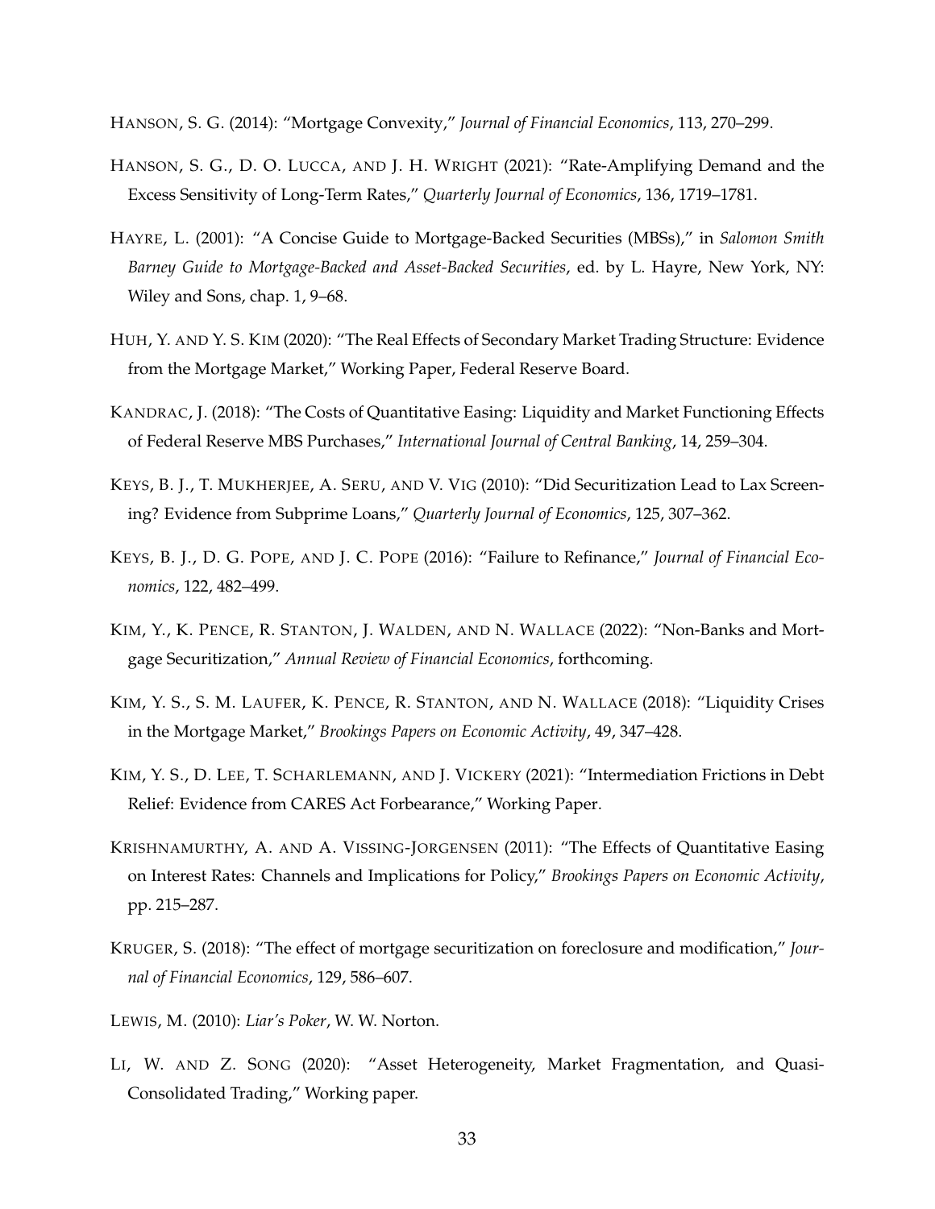HANSON, S. G. (2014): "Mortgage Convexity," *Journal of Financial Economics*, 113, 270–299.

HANSON, S. G., D. O. LUCCA, AND J. H. WRIGHT (2021): "Rate-Amplifying Demand and the Excess Sensitivity of Long-Term Rates," *Quarterly Journal of Economics*, 136, 1719–1781.

HAYRE, L. (2001): "A Concise Guide to Mortgage-Backed Securities (MBSs)," in *Salomon Smith Barney Guide to Mortgage-Backed and Asset-Backed Securities*, ed. by L. Hayre, New York, NY: Wiley and Sons, chap. 1, 9–68.

HUH, Y. AND Y. S. KIM (2020): "The Real Effects of Secondary Market Trading Structure: Evidence from the Mortgage Market," Working Paper, Federal Reserve Board.

KANDRAC, J. (2018): "The Costs of Quantitative Easing: Liquidity and Market Functioning Effects of Federal Reserve MBS Purchases," *International Journal of Central Banking*, 14, 259–304.

KEYS, B. J., T. MUKHERJEE, A. SERU, AND V. VIG (2010): "Did Securitization Lead to Lax Screening? Evidence from Subprime Loans," *Quarterly Journal of Economics*, 125, 307–362.

KEYS, B. J., D. G. POPE, AND J. C. POPE (2016): "Failure to Refinance," *Journal of Financial Economics*, 122, 482–499.

KIM, Y., K. PENCE, R. STANTON, J. WALDEN, AND N. WALLACE (2022): "Non-Banks and Mortgage Securitization," *Annual Review of Financial Economics*, forthcoming.

KIM, Y. S., S. M. LAUFER, K. PENCE, R. STANTON, AND N. WALLACE (2018): "Liquidity Crises in the Mortgage Market," *Brookings Papers on Economic Activity*, 49, 347–428.

KIM, Y. S., D. LEE, T. SCHARLEMANN, AND J. VICKERY (2021): "Intermediation Frictions in Debt Relief: Evidence from CARES Act Forbearance," Working Paper.

KRISHNAMURTHY, A. AND A. VISSING-JORGENSEN (2011): "The Effects of Quantitative Easing on Interest Rates: Channels and Implications for Policy," *Brookings Papers on Economic Activity*, pp. 215–287.

KRUGER, S. (2018): "The effect of mortgage securitization on foreclosure and modification," *Journal of Financial Economics*, 129, 586–607.

LEWIS, M. (2010): *Liar's Poker*, W. W. Norton.

LI, W. AND Z. SONG (2020): "Asset Heterogeneity, Market Fragmentation, and Quasi-Consolidated Trading," Working paper.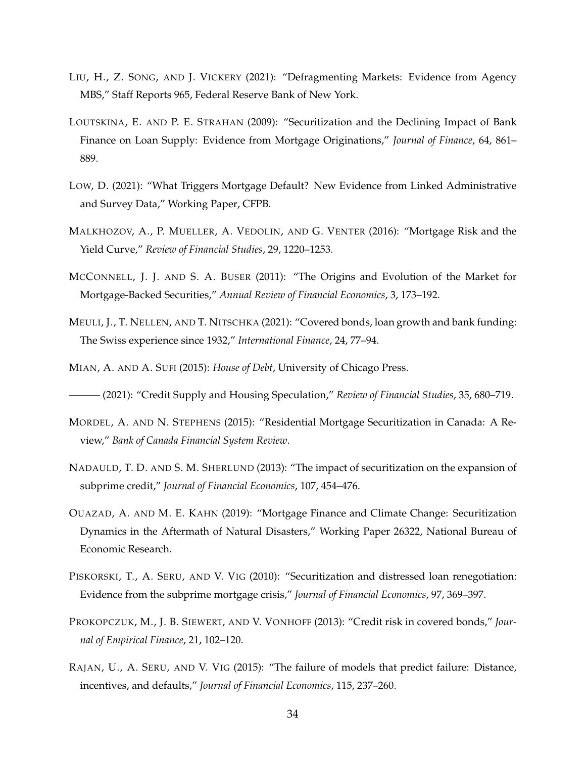LIU, H., Z. SONG, AND J. VICKERY (2021): "Defragmenting Markets: Evidence from Agency MBS," Staff Reports 965, Federal Reserve Bank of New York.

LOUTSKINA, E. AND P. E. STRAHAN (2009): "Securitization and the Declining Impact of Bank Finance on Loan Supply: Evidence from Mortgage Originations," *Journal of Finance*, 64, 861–889.

LOW, D. (2021): "What Triggers Mortgage Default? New Evidence from Linked Administrative and Survey Data," Working Paper, CFPB.

MALKHOZOV, A., P. MUELLER, A. VEDOLIN, AND G. VENTER (2016): "Mortgage Risk and the Yield Curve," *Review of Financial Studies*, 29, 1220–1253.

MCCONNELL, J. J. AND S. A. BUSER (2011): "The Origins and Evolution of the Market for Mortgage-Backed Securities," *Annual Review of Financial Economics*, 3, 173–192.

MEULI, J., T. NELLEN, AND T. NITSCHKA (2021): "Covered bonds, loan growth and bank funding: The Swiss experience since 1932," *International Finance*, 24, 77–94.

MIAN, A. AND A. SUFI (2015): *House of Debt*, University of Chicago Press.

——— (2021): "Credit Supply and Housing Speculation," *Review of Financial Studies*, 35, 680–719.

MORDEL, A. AND N. STEPHENS (2015): "Residential Mortgage Securitization in Canada: A Review," *Bank of Canada Financial System Review*.

NADAULD, T. D. AND S. M. SHERLUND (2013): "The impact of securitization on the expansion of subprime credit," *Journal of Financial Economics*, 107, 454–476.

OUAZAD, A. AND M. E. KAHN (2019): "Mortgage Finance and Climate Change: Securitization Dynamics in the Aftermath of Natural Disasters," Working Paper 26322, National Bureau of Economic Research.

PISKORSKI, T., A. SERU, AND V. VIG (2010): "Securitization and distressed loan renegotiation: Evidence from the subprime mortgage crisis," *Journal of Financial Economics*, 97, 369–397.

PROKOPCZUK, M., J. B. SIEWERT, AND V. VONHOFF (2013): "Credit risk in covered bonds," *Journal of Empirical Finance*, 21, 102–120.

RAJAN, U., A. SERU, AND V. VIG (2015): "The failure of models that predict failure: Distance, incentives, and defaults," *Journal of Financial Economics*, 115, 237–260.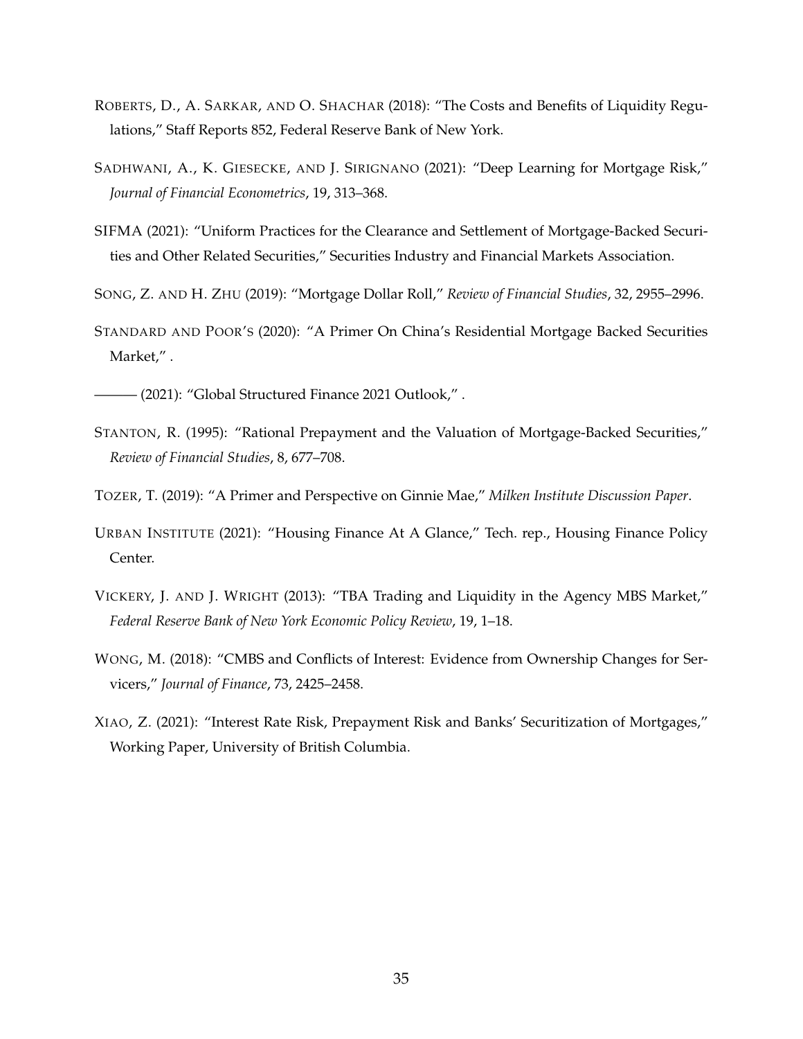ROBERTS, D., A. SARKAR, AND O. SHACHAR (2018): "The Costs and Benefits of Liquidity Regulations," Staff Reports 852, Federal Reserve Bank of New York.

SADHWANI, A., K. GIESECKE, AND J. SIRIGNANO (2021): "Deep Learning for Mortgage Risk," *Journal of Financial Econometrics*, 19, 313–368.

SIFMA (2021): "Uniform Practices for the Clearance and Settlement of Mortgage-Backed Securities and Other Related Securities," Securities Industry and Financial Markets Association.

SONG, Z. AND H. ZHU (2019): "Mortgage Dollar Roll," *Review of Financial Studies*, 32, 2955–2996.

STANDARD AND POOR'S (2020): "A Primer On China's Residential Mortgage Backed Securities Market," .

——— (2021): "Global Structured Finance 2021 Outlook," .

STANTON, R. (1995): "Rational Prepayment and the Valuation of Mortgage-Backed Securities," *Review of Financial Studies*, 8, 677–708.

TOZER, T. (2019): "A Primer and Perspective on Ginnie Mae," *Milken Institute Discussion Paper*.

URBAN INSTITUTE (2021): "Housing Finance At A Glance," Tech. rep., Housing Finance Policy Center.

VICKERY, J. AND J. WRIGHT (2013): "TBA Trading and Liquidity in the Agency MBS Market," *Federal Reserve Bank of New York Economic Policy Review*, 19, 1–18.

WONG, M. (2018): "CMBS and Conflicts of Interest: Evidence from Ownership Changes for Servicers," *Journal of Finance*, 73, 2425–2458.

XIAO, Z. (2021): "Interest Rate Risk, Prepayment Risk and Banks' Securitization of Mortgages," Working Paper, University of British Columbia.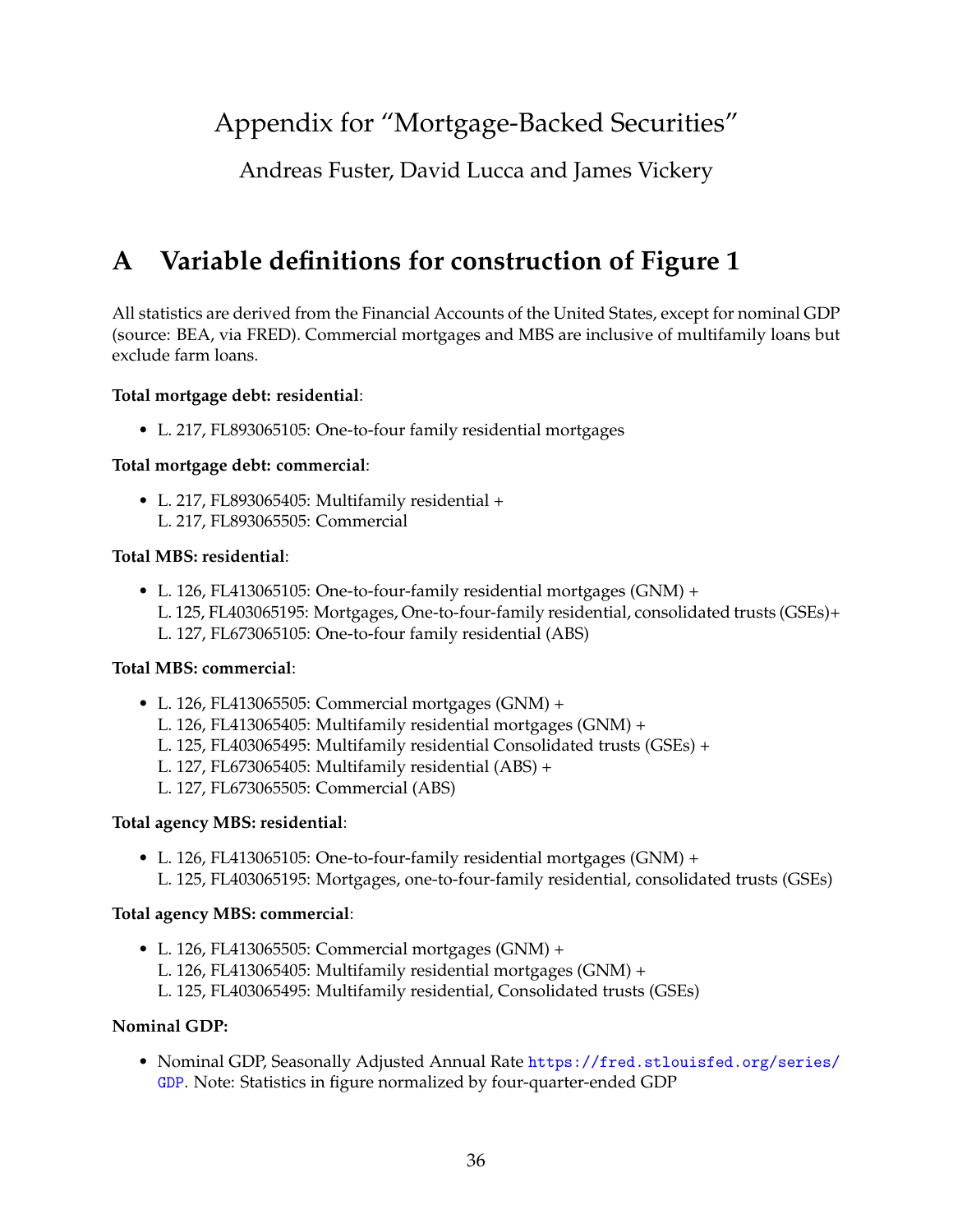# Appendix for "Mortgage-Backed Securities"

Andreas Fuster, David Lucca and James Vickery

## A Variable definitions for construction of Figure 1

All statistics are derived from the Financial Accounts of the United States, except for nominal GDP (source: BEA, via FRED). Commercial mortgages and MBS are inclusive of multifamily loans but exclude farm loans.

**Total mortgage debt: residential**:

- L. 217, FL893065105: One-to-four family residential mortgages

**Total mortgage debt: commercial**:

- L. 217, FL893065405: Multifamily residential +
  L. 217, FL893065505: Commercial

**Total MBS: residential**:

- L. 126, FL413065105: One-to-four-family residential mortgages (GNM) +
  L. 125, FL403065195: Mortgages, One-to-four-family residential, consolidated trusts (GSEs)+
  L. 127, FL673065105: One-to-four family residential (ABS)

**Total MBS: commercial**:

- L. 126, FL413065505: Commercial mortgages (GNM) +
  L. 126, FL413065405: Multifamily residential mortgages (GNM) +
  L. 125, FL403065495: Multifamily residential Consolidated trusts (GSEs) +
  L. 127, FL673065405: Multifamily residential (ABS) +
  L. 127, FL673065505: Commercial (ABS)

**Total agency MBS: residential**:

- L. 126, FL413065105: One-to-four-family residential mortgages (GNM) +
  L. 125, FL403065195: Mortgages, one-to-four-family residential, consolidated trusts (GSEs)

**Total agency MBS: commercial**:

- L. 126, FL413065505: Commercial mortgages (GNM) +
  L. 126, FL413065405: Multifamily residential mortgages (GNM) +
  L. 125, FL403065495: Multifamily residential, Consolidated trusts (GSEs)

**Nominal GDP:**

- Nominal GDP, Seasonally Adjusted Annual Rate https://fred.stlouisfed.org/series/GDP. Note: Statistics in figure normalized by four-quarter-ended GDP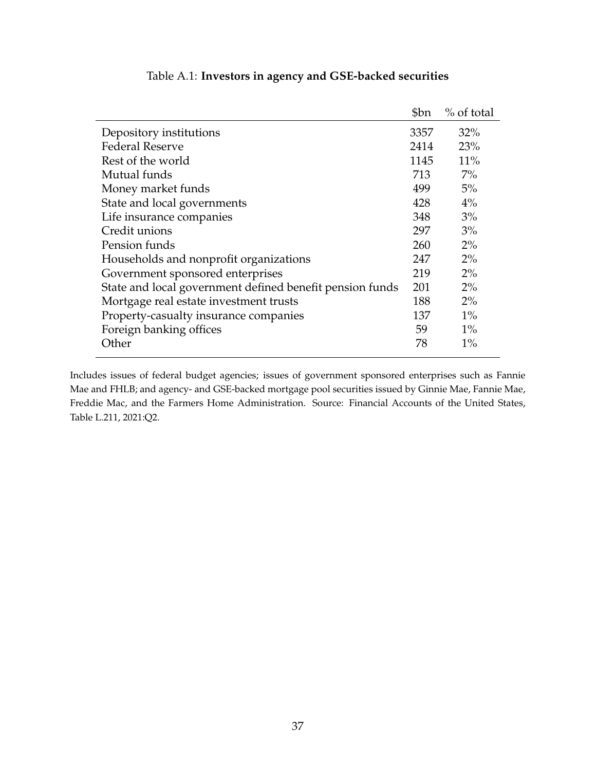Table A.1: **Investors in agency and GSE-backed securities**

| | \$bn | % of total |
|---|---|---|
| Depository institutions | 3357 | 32% |
| Federal Reserve | 2414 | 23% |
| Rest of the world | 1145 | 11% |
| Mutual funds | 713 | 7% |
| Money market funds | 499 | 5% |
| State and local governments | 428 | 4% |
| Life insurance companies | 348 | 3% |
| Credit unions | 297 | 3% |
| Pension funds | 260 | 2% |
| Households and nonprofit organizations | 247 | 2% |
| Government sponsored enterprises | 219 | 2% |
| State and local government defined benefit pension funds | 201 | 2% |
| Mortgage real estate investment trusts | 188 | 2% |
| Property-casualty insurance companies | 137 | 1% |
| Foreign banking offices | 59 | 1% |
| Other | 78 | 1% |

Includes issues of federal budget agencies; issues of government sponsored enterprises such as Fannie Mae and FHLB; and agency- and GSE-backed mortgage pool securities issued by Ginnie Mae, Fannie Mae, Freddie Mac, and the Farmers Home Administration. Source: Financial Accounts of the United States, Table L.211, 2021:Q2.